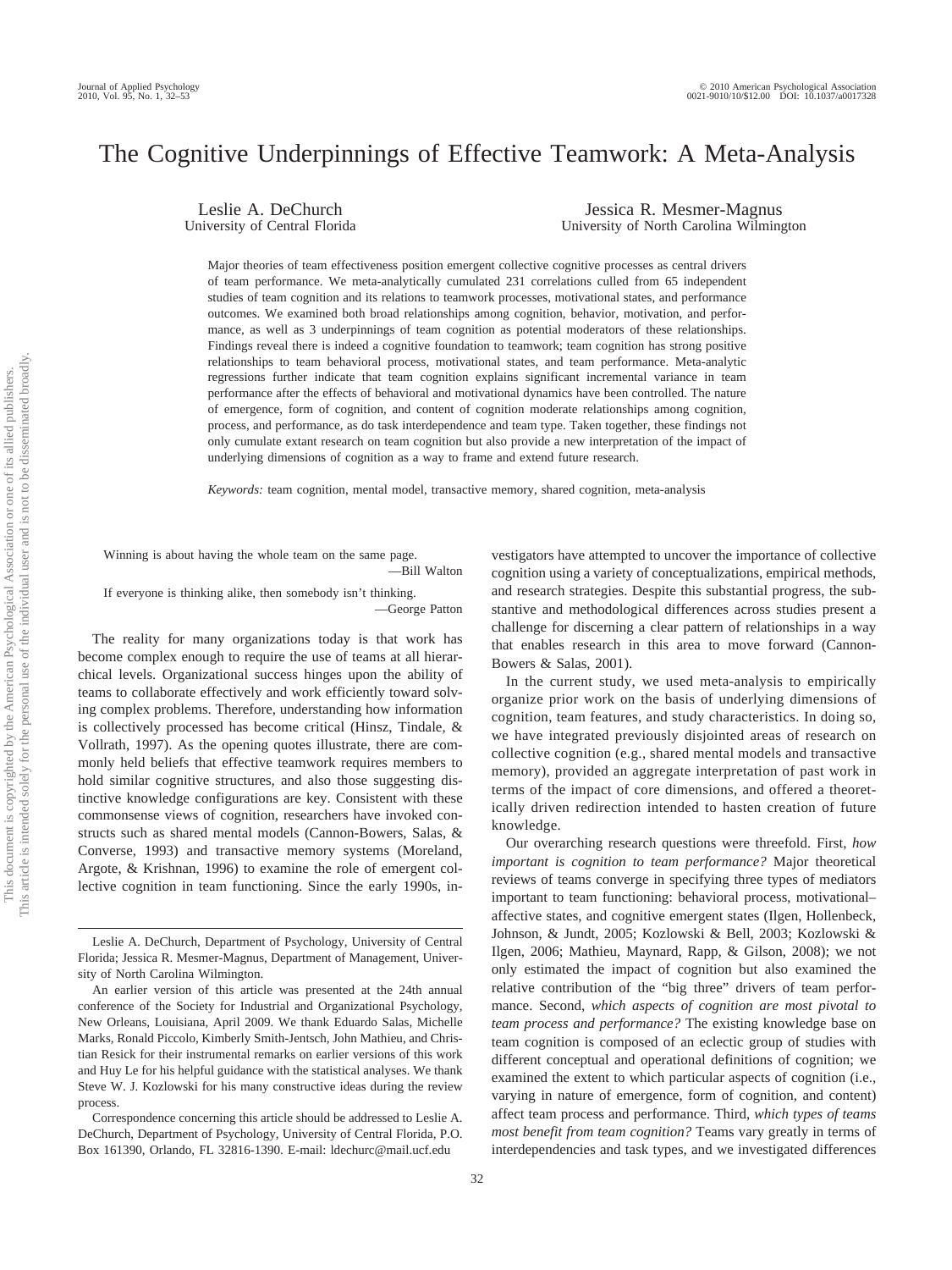# The Cognitive Underpinnings of Effective Teamwork: A Meta-Analysis

Leslie A. DeChurch
University of Central Florida

Jessica R. Mesmer-Magnus
University of North Carolina Wilmington

Major theories of team effectiveness position emergent collective cognitive processes as central drivers of team performance. We meta-analytically cumulated 231 correlations culled from 65 independent studies of team cognition and its relations to teamwork processes, motivational states, and performance outcomes. We examined both broad relationships among cognition, behavior, motivation, and performance, as well as 3 underpinnings of team cognition as potential moderators of these relationships. Findings reveal there is indeed a cognitive foundation to teamwork; team cognition has strong positive relationships to team behavioral process, motivational states, and team performance. Meta-analytic regressions further indicate that team cognition explains significant incremental variance in team performance after the effects of behavioral and motivational dynamics have been controlled. The nature of emergence, form of cognition, and content of cognition moderate relationships among cognition, process, and performance, as do task interdependence and team type. Taken together, these findings not only cumulate extant research on team cognition but also provide a new interpretation of the impact of underlying dimensions of cognition as a way to frame and extend future research.

*Keywords:* team cognition, mental model, transactive memory, shared cognition, meta-analysis

> Winning is about having the whole team on the same page.
> —Bill Walton
>
> If everyone is thinking alike, then somebody isn't thinking.
> —George Patton

The reality for many organizations today is that work has become complex enough to require the use of teams at all hierarchical levels. Organizational success hinges upon the ability of teams to collaborate effectively and work efficiently toward solving complex problems. Therefore, understanding how information is collectively processed has become critical (Hinsz, Tindale, & Vollrath, 1997). As the opening quotes illustrate, there are commonly held beliefs that effective teamwork requires members to hold similar cognitive structures, and also those suggesting distinctive knowledge configurations are key. Consistent with these commonsense views of cognition, researchers have invoked constructs such as shared mental models (Cannon-Bowers, Salas, & Converse, 1993) and transactive memory systems (Moreland, Argote, & Krishnan, 1996) to examine the role of emergent collective cognition in team functioning. Since the early 1990s, investigators have attempted to uncover the importance of collective cognition using a variety of conceptualizations, empirical methods, and research strategies. Despite this substantial progress, the substantive and methodological differences across studies present a challenge for discerning a clear pattern of relationships in a way that enables research in this area to move forward (Cannon-Bowers & Salas, 2001).

In the current study, we used meta-analysis to empirically organize prior work on the basis of underlying dimensions of cognition, team features, and study characteristics. In doing so, we have integrated previously disjointed areas of research on collective cognition (e.g., shared mental models and transactive memory), provided an aggregate interpretation of past work in terms of the impact of core dimensions, and offered a theoretically driven redirection intended to hasten creation of future knowledge.

Our overarching research questions were threefold. First, *how important is cognition to team performance?* Major theoretical reviews of teams converge in specifying three types of mediators important to team functioning: behavioral process, motivational–affective states, and cognitive emergent states (Ilgen, Hollenbeck, Johnson, & Jundt, 2005; Kozlowski & Bell, 2003; Kozlowski & Ilgen, 2006; Mathieu, Maynard, Rapp, & Gilson, 2008); we not only estimated the impact of cognition but also examined the relative contribution of the "big three" drivers of team performance. Second, *which aspects of cognition are most pivotal to team process and performance?* The existing knowledge base on team cognition is composed of an eclectic group of studies with different conceptual and operational definitions of cognition; we examined the extent to which particular aspects of cognition (i.e., varying in nature of emergence, form of cognition, and content) affect team process and performance. Third, *which types of teams most benefit from team cognition?* Teams vary greatly in terms of interdependencies and task types, and we investigated differences

---

Leslie A. DeChurch, Department of Psychology, University of Central Florida; Jessica R. Mesmer-Magnus, Department of Management, University of North Carolina Wilmington.

An earlier version of this article was presented at the 24th annual conference of the Society for Industrial and Organizational Psychology, New Orleans, Louisiana, April 2009. We thank Eduardo Salas, Michelle Marks, Ronald Piccolo, Kimberly Smith-Jentsch, John Mathieu, and Christian Resick for their instrumental remarks on earlier versions of this work and Huy Le for his helpful guidance with the statistical analyses. We thank Steve W. J. Kozlowski for his many constructive ideas during the review process.

Correspondence concerning this article should be addressed to Leslie A. DeChurch, Department of Psychology, University of Central Florida, P.O. Box 161390, Orlando, FL 32816-1390. E-mail: ldechurc@mail.ucf.edu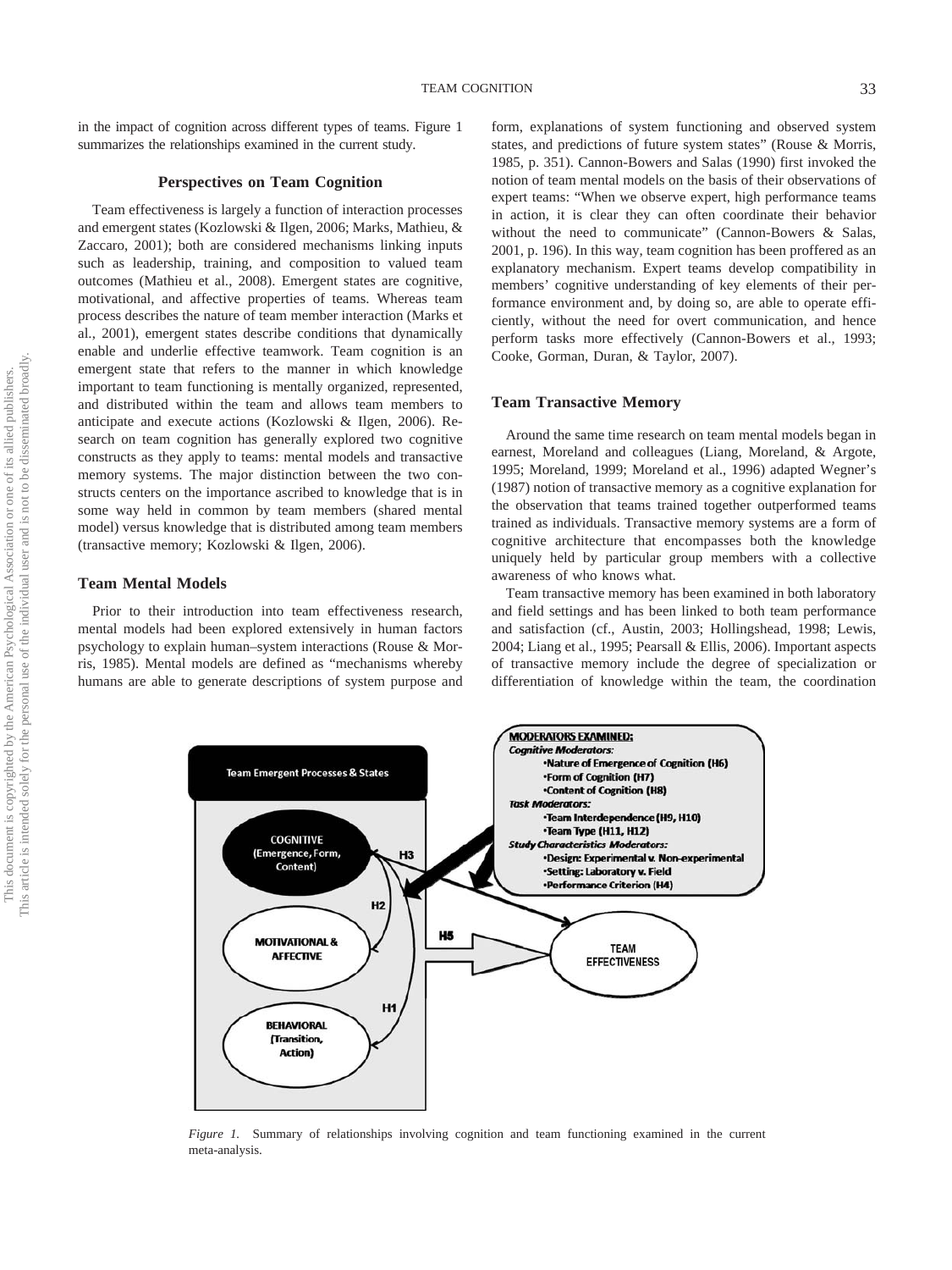in the impact of cognition across different types of teams. Figure 1 summarizes the relationships examined in the current study.

## Perspectives on Team Cognition

Team effectiveness is largely a function of interaction processes and emergent states (Kozlowski & Ilgen, 2006; Marks, Mathieu, & Zaccaro, 2001); both are considered mechanisms linking inputs such as leadership, training, and composition to valued team outcomes (Mathieu et al., 2008). Emergent states are cognitive, motivational, and affective properties of teams. Whereas team process describes the nature of team member interaction (Marks et al., 2001), emergent states describe conditions that dynamically enable and underlie effective teamwork. Team cognition is an emergent state that refers to the manner in which knowledge important to team functioning is mentally organized, represented, and distributed within the team and allows team members to anticipate and execute actions (Kozlowski & Ilgen, 2006). Research on team cognition has generally explored two cognitive constructs as they apply to teams: mental models and transactive memory systems. The major distinction between the two constructs centers on the importance ascribed to knowledge that is in some way held in common by team members (shared mental model) versus knowledge that is distributed among team members (transactive memory; Kozlowski & Ilgen, 2006).

### Team Mental Models

Prior to their introduction into team effectiveness research, mental models had been explored extensively in human factors psychology to explain human–system interactions (Rouse & Morris, 1985). Mental models are defined as "mechanisms whereby humans are able to generate descriptions of system purpose and form, explanations of system functioning and observed system states, and predictions of future system states" (Rouse & Morris, 1985, p. 351). Cannon-Bowers and Salas (1990) first invoked the notion of team mental models on the basis of their observations of expert teams: "When we observe expert, high performance teams in action, it is clear they can often coordinate their behavior without the need to communicate" (Cannon-Bowers & Salas, 2001, p. 196). In this way, team cognition has been proffered as an explanatory mechanism. Expert teams develop compatibility in members' cognitive understanding of key elements of their performance environment and, by doing so, are able to operate efficiently, without the need for overt communication, and hence perform tasks more effectively (Cannon-Bowers et al., 1993; Cooke, Gorman, Duran, & Taylor, 2007).

### Team Transactive Memory

Around the same time research on team mental models began in earnest, Moreland and colleagues (Liang, Moreland, & Argote, 1995; Moreland, 1999; Moreland et al., 1996) adapted Wegner's (1987) notion of transactive memory as a cognitive explanation for the observation that teams trained together outperformed teams trained as individuals. Transactive memory systems are a form of cognitive architecture that encompasses both the knowledge uniquely held by particular group members with a collective awareness of who knows what.

Team transactive memory has been examined in both laboratory and field settings and has been linked to both team performance and satisfaction (cf., Austin, 2003; Hollingshead, 1998; Lewis, 2004; Liang et al., 1995; Pearsall & Ellis, 2006). Important aspects of transactive memory include the degree of specialization or differentiation of knowledge within the team, the coordination

*Figure 1.* Summary of relationships involving cognition and team functioning examined in the current meta-analysis.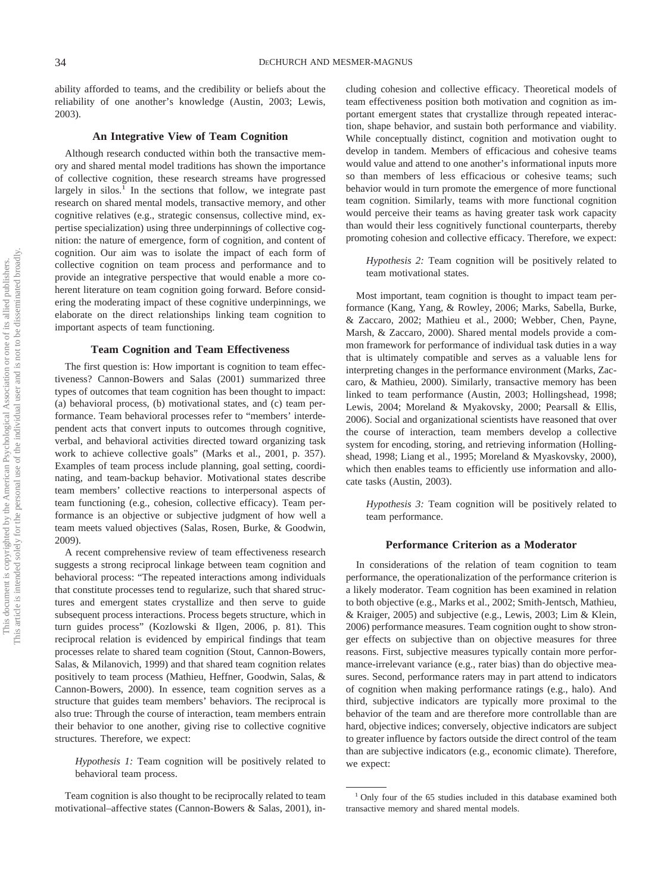ability afforded to teams, and the credibility or beliefs about the reliability of one another's knowledge (Austin, 2003; Lewis, 2003).

## An Integrative View of Team Cognition

Although research conducted within both the transactive memory and shared mental model traditions has shown the importance of collective cognition, these research streams have progressed largely in silos.[1] In the sections that follow, we integrate past research on shared mental models, transactive memory, and other cognitive relatives (e.g., strategic consensus, collective mind, expertise specialization) using three underpinnings of collective cognition: the nature of emergence, form of cognition, and content of cognition. Our aim was to isolate the impact of each form of collective cognition on team process and performance and to provide an integrative perspective that would enable a more coherent literature on team cognition going forward. Before considering the moderating impact of these cognitive underpinnings, we elaborate on the direct relationships linking team cognition to important aspects of team functioning.

## Team Cognition and Team Effectiveness

The first question is: How important is cognition to team effectiveness? Cannon-Bowers and Salas (2001) summarized three types of outcomes that team cognition has been thought to impact: (a) behavioral process, (b) motivational states, and (c) team performance. Team behavioral processes refer to "members' interdependent acts that convert inputs to outcomes through cognitive, verbal, and behavioral activities directed toward organizing task work to achieve collective goals" (Marks et al., 2001, p. 357). Examples of team process include planning, goal setting, coordinating, and team-backup behavior. Motivational states describe team members' collective reactions to interpersonal aspects of team functioning (e.g., cohesion, collective efficacy). Team performance is an objective or subjective judgment of how well a team meets valued objectives (Salas, Rosen, Burke, & Goodwin, 2009).

A recent comprehensive review of team effectiveness research suggests a strong reciprocal linkage between team cognition and behavioral process: "The repeated interactions among individuals that constitute processes tend to regularize, such that shared structures and emergent states crystallize and then serve to guide subsequent process interactions. Process begets structure, which in turn guides process" (Kozlowski & Ilgen, 2006, p. 81). This reciprocal relation is evidenced by empirical findings that team processes relate to shared team cognition (Stout, Cannon-Bowers, Salas, & Milanovich, 1999) and that shared team cognition relates positively to team process (Mathieu, Heffner, Goodwin, Salas, & Cannon-Bowers, 2000). In essence, team cognition serves as a structure that guides team members' behaviors. The reciprocal is also true: Through the course of interaction, team members entrain their behavior to one another, giving rise to collective cognitive structures. Therefore, we expect:

> *Hypothesis 1:* Team cognition will be positively related to behavioral team process.

Team cognition is also thought to be reciprocally related to team motivational–affective states (Cannon-Bowers & Salas, 2001), including cohesion and collective efficacy. Theoretical models of team effectiveness position both motivation and cognition as important emergent states that crystallize through repeated interaction, shape behavior, and sustain both performance and viability. While conceptually distinct, cognition and motivation ought to develop in tandem. Members of efficacious and cohesive teams would value and attend to one another's informational inputs more so than members of less efficacious or cohesive teams; such behavior would in turn promote the emergence of more functional team cognition. Similarly, teams with more functional cognition would perceive their teams as having greater task work capacity than would their less cognitively functional counterparts, thereby promoting cohesion and collective efficacy. Therefore, we expect:

> *Hypothesis 2:* Team cognition will be positively related to team motivational states.

Most important, team cognition is thought to impact team performance (Kang, Yang, & Rowley, 2006; Marks, Sabella, Burke, & Zaccaro, 2002; Mathieu et al., 2000; Webber, Chen, Payne, Marsh, & Zaccaro, 2000). Shared mental models provide a common framework for performance of individual task duties in a way that is ultimately compatible and serves as a valuable lens for interpreting changes in the performance environment (Marks, Zaccaro, & Mathieu, 2000). Similarly, transactive memory has been linked to team performance (Austin, 2003; Hollingshead, 1998; Lewis, 2004; Moreland & Myakovsky, 2000; Pearsall & Ellis, 2006). Social and organizational scientists have reasoned that over the course of interaction, team members develop a collective system for encoding, storing, and retrieving information (Hollingshead, 1998; Liang et al., 1995; Moreland & Myaskovsky, 2000), which then enables teams to efficiently use information and allocate tasks (Austin, 2003).

> *Hypothesis 3:* Team cognition will be positively related to team performance.

## Performance Criterion as a Moderator

In considerations of the relation of team cognition to team performance, the operationalization of the performance criterion is a likely moderator. Team cognition has been examined in relation to both objective (e.g., Marks et al., 2002; Smith-Jentsch, Mathieu, & Kraiger, 2005) and subjective (e.g., Lewis, 2003; Lim & Klein, 2006) performance measures. Team cognition ought to show stronger effects on subjective than on objective measures for three reasons. First, subjective measures typically contain more performance-irrelevant variance (e.g., rater bias) than do objective measures. Second, performance raters may in part attend to indicators of cognition when making performance ratings (e.g., halo). And third, subjective indicators are typically more proximal to the behavior of the team and are therefore more controllable than are hard, objective indices; conversely, objective indicators are subject to greater influence by factors outside the direct control of the team than are subjective indicators (e.g., economic climate). Therefore, we expect:

[1] Only four of the 65 studies included in this database examined both transactive memory and shared mental models.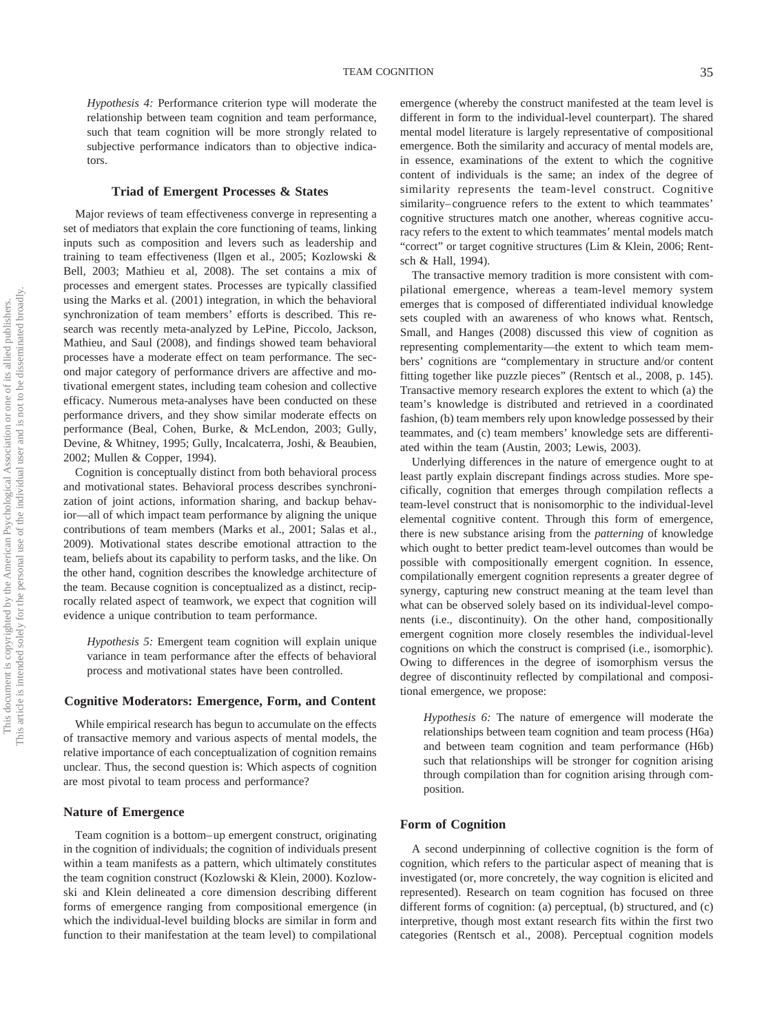*Hypothesis 4:* Performance criterion type will moderate the relationship between team cognition and team performance, such that team cognition will be more strongly related to subjective performance indicators than to objective indicators.

## Triad of Emergent Processes & States

Major reviews of team effectiveness converge in representing a set of mediators that explain the core functioning of teams, linking inputs such as composition and levers such as leadership and training to team effectiveness (Ilgen et al., 2005; Kozlowski & Bell, 2003; Mathieu et al, 2008). The set contains a mix of processes and emergent states. Processes are typically classified using the Marks et al. (2001) integration, in which the behavioral synchronization of team members' efforts is described. This research was recently meta-analyzed by LePine, Piccolo, Jackson, Mathieu, and Saul (2008), and findings showed team behavioral processes have a moderate effect on team performance. The second major category of performance drivers are affective and motivational emergent states, including team cohesion and collective efficacy. Numerous meta-analyses have been conducted on these performance drivers, and they show similar moderate effects on performance (Beal, Cohen, Burke, & McLendon, 2003; Gully, Devine, & Whitney, 1995; Gully, Incalcaterra, Joshi, & Beaubien, 2002; Mullen & Copper, 1994).

Cognition is conceptually distinct from both behavioral process and motivational states. Behavioral process describes synchronization of joint actions, information sharing, and backup behavior—all of which impact team performance by aligning the unique contributions of team members (Marks et al., 2001; Salas et al., 2009). Motivational states describe emotional attraction to the team, beliefs about its capability to perform tasks, and the like. On the other hand, cognition describes the knowledge architecture of the team. Because cognition is conceptualized as a distinct, reciprocally related aspect of teamwork, we expect that cognition will evidence a unique contribution to team performance.

*Hypothesis 5:* Emergent team cognition will explain unique variance in team performance after the effects of behavioral process and motivational states have been controlled.

## Cognitive Moderators: Emergence, Form, and Content

While empirical research has begun to accumulate on the effects of transactive memory and various aspects of mental models, the relative importance of each conceptualization of cognition remains unclear. Thus, the second question is: Which aspects of cognition are most pivotal to team process and performance?

### Nature of Emergence

Team cognition is a bottom–up emergent construct, originating in the cognition of individuals; the cognition of individuals present within a team manifests as a pattern, which ultimately constitutes the team cognition construct (Kozlowski & Klein, 2000). Kozlowski and Klein delineated a core dimension describing different forms of emergence ranging from compositional emergence (in which the individual-level building blocks are similar in form and function to their manifestation at the team level) to compilational emergence (whereby the construct manifested at the team level is different in form to the individual-level counterpart). The shared mental model literature is largely representative of compositional emergence. Both the similarity and accuracy of mental models are, in essence, examinations of the extent to which the cognitive content of individuals is the same; an index of the degree of similarity represents the team-level construct. Cognitive similarity–congruence refers to the extent to which teammates' cognitive structures match one another, whereas cognitive accuracy refers to the extent to which teammates' mental models match "correct" or target cognitive structures (Lim & Klein, 2006; Rentsch & Hall, 1994).

The transactive memory tradition is more consistent with compilational emergence, whereas a team-level memory system emerges that is composed of differentiated individual knowledge sets coupled with an awareness of who knows what. Rentsch, Small, and Hanges (2008) discussed this view of cognition as representing complementarity—the extent to which team members' cognitions are "complementary in structure and/or content fitting together like puzzle pieces" (Rentsch et al., 2008, p. 145). Transactive memory research explores the extent to which (a) the team's knowledge is distributed and retrieved in a coordinated fashion, (b) team members rely upon knowledge possessed by their teammates, and (c) team members' knowledge sets are differentiated within the team (Austin, 2003; Lewis, 2003).

Underlying differences in the nature of emergence ought to at least partly explain discrepant findings across studies. More specifically, cognition that emerges through compilation reflects a team-level construct that is nonisomorphic to the individual-level elemental cognitive content. Through this form of emergence, there is new substance arising from the *patterning* of knowledge which ought to better predict team-level outcomes than would be possible with compositionally emergent cognition. In essence, compilationally emergent cognition represents a greater degree of synergy, capturing new construct meaning at the team level than what can be observed solely based on its individual-level components (i.e., discontinuity). On the other hand, compositionally emergent cognition more closely resembles the individual-level cognitions on which the construct is comprised (i.e., isomorphic). Owing to differences in the degree of isomorphism versus the degree of discontinuity reflected by compilational and compositional emergence, we propose:

*Hypothesis 6:* The nature of emergence will moderate the relationships between team cognition and team process (H6a) and between team cognition and team performance (H6b) such that relationships will be stronger for cognition arising through compilation than for cognition arising through composition.

### Form of Cognition

A second underpinning of collective cognition is the form of cognition, which refers to the particular aspect of meaning that is investigated (or, more concretely, the way cognition is elicited and represented). Research on team cognition has focused on three different forms of cognition: (a) perceptual, (b) structured, and (c) interpretive, though most extant research fits within the first two categories (Rentsch et al., 2008). Perceptual cognition models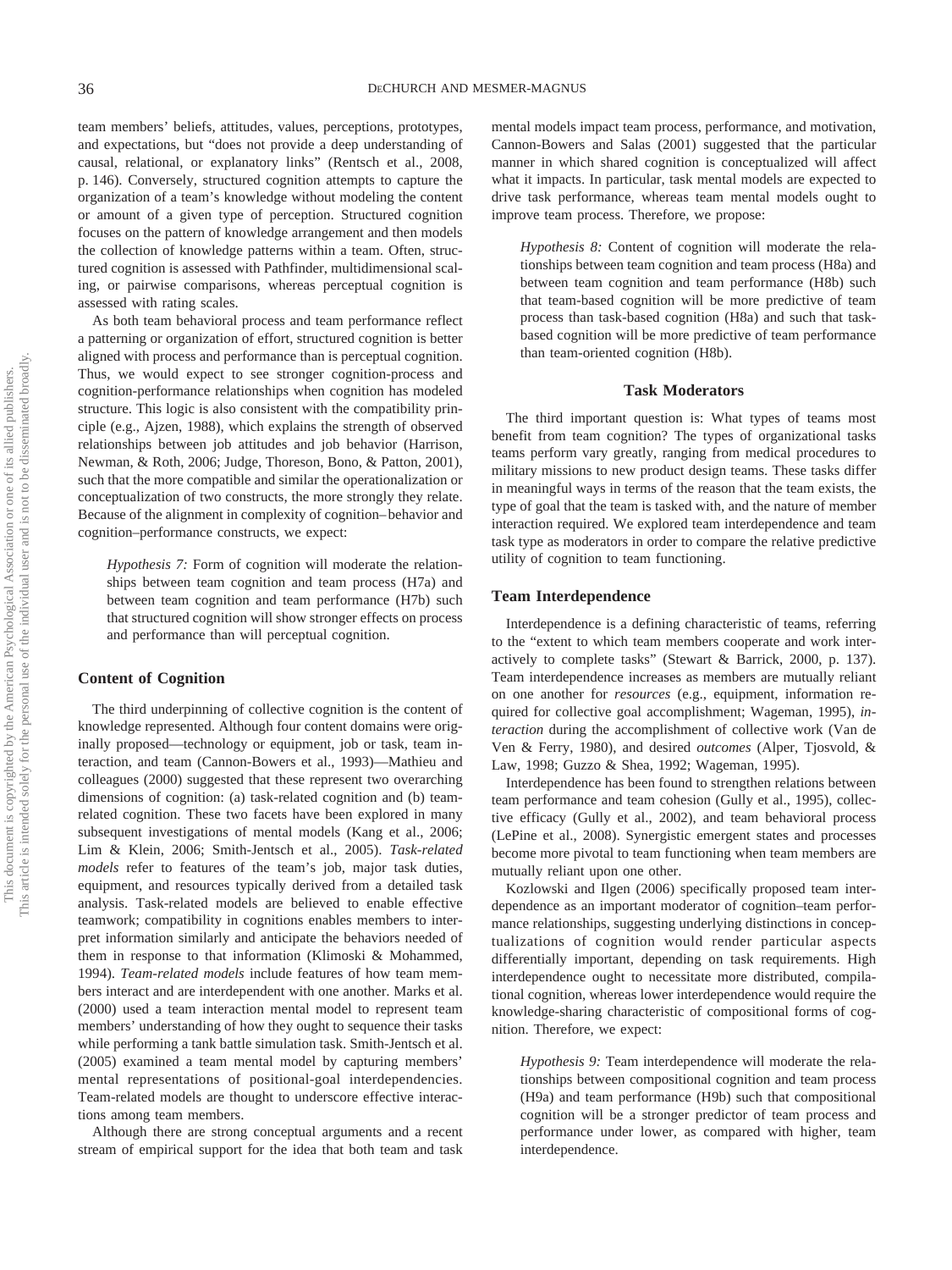team members' beliefs, attitudes, values, perceptions, prototypes, and expectations, but "does not provide a deep understanding of causal, relational, or explanatory links" (Rentsch et al., 2008, p. 146). Conversely, structured cognition attempts to capture the organization of a team's knowledge without modeling the content or amount of a given type of perception. Structured cognition focuses on the pattern of knowledge arrangement and then models the collection of knowledge patterns within a team. Often, structured cognition is assessed with Pathfinder, multidimensional scaling, or pairwise comparisons, whereas perceptual cognition is assessed with rating scales.

As both team behavioral process and team performance reflect a patterning or organization of effort, structured cognition is better aligned with process and performance than is perceptual cognition. Thus, we would expect to see stronger cognition-process and cognition-performance relationships when cognition has modeled structure. This logic is also consistent with the compatibility principle (e.g., Ajzen, 1988), which explains the strength of observed relationships between job attitudes and job behavior (Harrison, Newman, & Roth, 2006; Judge, Thoreson, Bono, & Patton, 2001), such that the more compatible and similar the operationalization or conceptualization of two constructs, the more strongly they relate. Because of the alignment in complexity of cognition–behavior and cognition–performance constructs, we expect:

> *Hypothesis 7:* Form of cognition will moderate the relationships between team cognition and team process (H7a) and between team cognition and team performance (H7b) such that structured cognition will show stronger effects on process and performance than will perceptual cognition.

## Content of Cognition

The third underpinning of collective cognition is the content of knowledge represented. Although four content domains were originally proposed—technology or equipment, job or task, team interaction, and team (Cannon-Bowers et al., 1993)—Mathieu and colleagues (2000) suggested that these represent two overarching dimensions of cognition: (a) task-related cognition and (b) team-related cognition. These two facets have been explored in many subsequent investigations of mental models (Kang et al., 2006; Lim & Klein, 2006; Smith-Jentsch et al., 2005). *Task-related models* refer to features of the team's job, major task duties, equipment, and resources typically derived from a detailed task analysis. Task-related models are believed to enable effective teamwork; compatibility in cognitions enables members to interpret information similarly and anticipate the behaviors needed of them in response to that information (Klimoski & Mohammed, 1994). *Team-related models* include features of how team members interact and are interdependent with one another. Marks et al. (2000) used a team interaction mental model to represent team members' understanding of how they ought to sequence their tasks while performing a tank battle simulation task. Smith-Jentsch et al. (2005) examined a team mental model by capturing members' mental representations of positional-goal interdependencies. Team-related models are thought to underscore effective interactions among team members.

Although there are strong conceptual arguments and a recent stream of empirical support for the idea that both team and task mental models impact team process, performance, and motivation, Cannon-Bowers and Salas (2001) suggested that the particular manner in which shared cognition is conceptualized will affect what it impacts. In particular, task mental models are expected to drive task performance, whereas team mental models ought to improve team process. Therefore, we propose:

> *Hypothesis 8:* Content of cognition will moderate the relationships between team cognition and team process (H8a) and between team cognition and team performance (H8b) such that team-based cognition will be more predictive of team process than task-based cognition (H8a) and such that task-based cognition will be more predictive of team performance than team-oriented cognition (H8b).

## Task Moderators

The third important question is: What types of teams most benefit from team cognition? The types of organizational tasks teams perform vary greatly, ranging from medical procedures to military missions to new product design teams. These tasks differ in meaningful ways in terms of the reason that the team exists, the type of goal that the team is tasked with, and the nature of member interaction required. We explored team interdependence and team task type as moderators in order to compare the relative predictive utility of cognition to team functioning.

### Team Interdependence

Interdependence is a defining characteristic of teams, referring to the "extent to which team members cooperate and work interactively to complete tasks" (Stewart & Barrick, 2000, p. 137). Team interdependence increases as members are mutually reliant on one another for *resources* (e.g., equipment, information required for collective goal accomplishment; Wageman, 1995), *interaction* during the accomplishment of collective work (Van de Ven & Ferry, 1980), and desired *outcomes* (Alper, Tjosvold, & Law, 1998; Guzzo & Shea, 1992; Wageman, 1995).

Interdependence has been found to strengthen relations between team performance and team cohesion (Gully et al., 1995), collective efficacy (Gully et al., 2002), and team behavioral process (LePine et al., 2008). Synergistic emergent states and processes become more pivotal to team functioning when team members are mutually reliant upon one other.

Kozlowski and Ilgen (2006) specifically proposed team interdependence as an important moderator of cognition–team performance relationships, suggesting underlying distinctions in conceptualizations of cognition would render particular aspects differentially important, depending on task requirements. High interdependence ought to necessitate more distributed, compilational cognition, whereas lower interdependence would require the knowledge-sharing characteristic of compositional forms of cognition. Therefore, we expect:

> *Hypothesis 9:* Team interdependence will moderate the relationships between compositional cognition and team process (H9a) and team performance (H9b) such that compositional cognition will be a stronger predictor of team process and performance under lower, as compared with higher, team interdependence.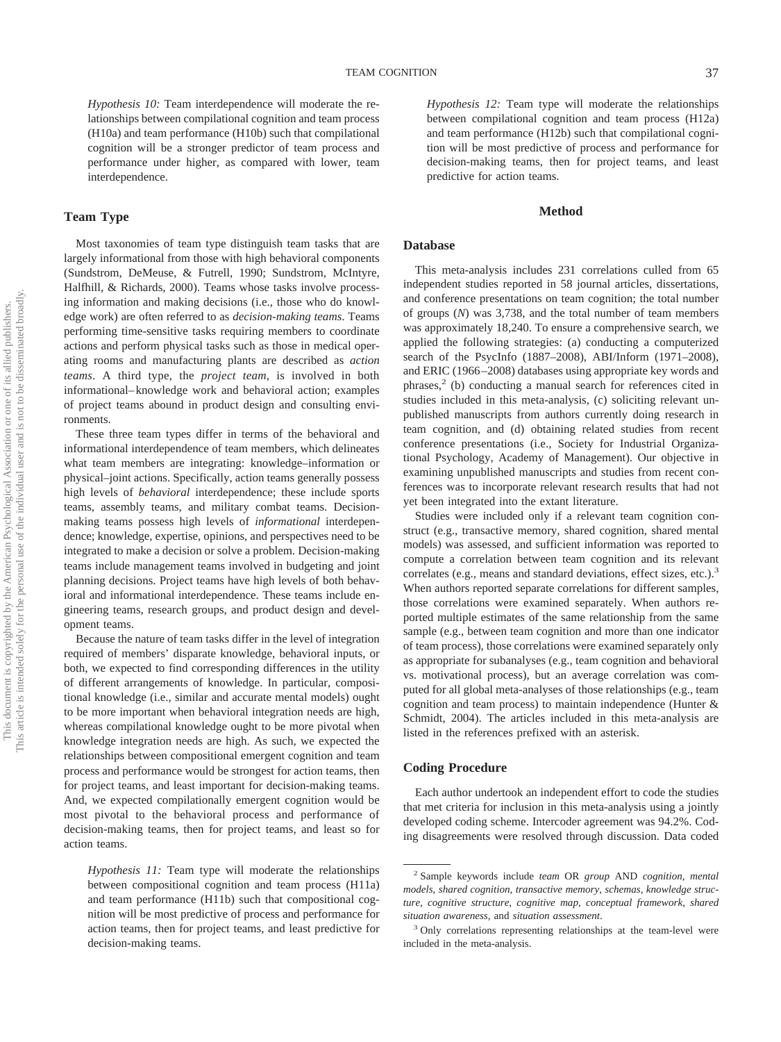*Hypothesis 10:* Team interdependence will moderate the relationships between compilational cognition and team process (H10a) and team performance (H10b) such that compilational cognition will be a stronger predictor of team process and performance under higher, as compared with lower, team interdependence.

## Team Type

Most taxonomies of team type distinguish team tasks that are largely informational from those with high behavioral components (Sundstrom, DeMeuse, & Futrell, 1990; Sundstrom, McIntyre, Halfhill, & Richards, 2000). Teams whose tasks involve processing information and making decisions (i.e., those who do knowledge work) are often referred to as *decision-making teams.* Teams performing time-sensitive tasks requiring members to coordinate actions and perform physical tasks such as those in medical operating rooms and manufacturing plants are described as *action teams*. A third type, the *project team*, is involved in both informational–knowledge work and behavioral action; examples of project teams abound in product design and consulting environments.

These three team types differ in terms of the behavioral and informational interdependence of team members, which delineates what team members are integrating: knowledge–information or physical–joint actions. Specifically, action teams generally possess high levels of *behavioral* interdependence; these include sports teams, assembly teams, and military combat teams. Decision-making teams possess high levels of *informational* interdependence; knowledge, expertise, opinions, and perspectives need to be integrated to make a decision or solve a problem. Decision-making teams include management teams involved in budgeting and joint planning decisions. Project teams have high levels of both behavioral and informational interdependence. These teams include engineering teams, research groups, and product design and development teams.

Because the nature of team tasks differ in the level of integration required of members' disparate knowledge, behavioral inputs, or both, we expected to find corresponding differences in the utility of different arrangements of knowledge. In particular, compositional knowledge (i.e., similar and accurate mental models) ought to be more important when behavioral integration needs are high, whereas compilational knowledge ought to be more pivotal when knowledge integration needs are high. As such, we expected the relationships between compositional emergent cognition and team process and performance would be strongest for action teams, then for project teams, and least important for decision-making teams. And, we expected compilationally emergent cognition would be most pivotal to the behavioral process and performance of decision-making teams, then for project teams, and least so for action teams.

*Hypothesis 11:* Team type will moderate the relationships between compositional cognition and team process (H11a) and team performance (H11b) such that compositional cognition will be most predictive of process and performance for action teams, then for project teams, and least predictive for decision-making teams.

*Hypothesis 12:* Team type will moderate the relationships between compilational cognition and team process (H12a) and team performance (H12b) such that compilational cognition will be most predictive of process and performance for decision-making teams, then for project teams, and least predictive for action teams.

# Method

## Database

This meta-analysis includes 231 correlations culled from 65 independent studies reported in 58 journal articles, dissertations, and conference presentations on team cognition; the total number of groups (*N*) was 3,738, and the total number of team members was approximately 18,240. To ensure a comprehensive search, we applied the following strategies: (a) conducting a computerized search of the PsycInfo (1887–2008), ABI/Inform (1971–2008), and ERIC (1966–2008) databases using appropriate key words and phrases,[2] (b) conducting a manual search for references cited in studies included in this meta-analysis, (c) soliciting relevant unpublished manuscripts from authors currently doing research in team cognition, and (d) obtaining related studies from recent conference presentations (i.e., Society for Industrial Organizational Psychology, Academy of Management). Our objective in examining unpublished manuscripts and studies from recent conferences was to incorporate relevant research results that had not yet been integrated into the extant literature.

Studies were included only if a relevant team cognition construct (e.g., transactive memory, shared cognition, shared mental models) was assessed, and sufficient information was reported to compute a correlation between team cognition and its relevant correlates (e.g., means and standard deviations, effect sizes, etc.).[3] When authors reported separate correlations for different samples, those correlations were examined separately. When authors reported multiple estimates of the same relationship from the same sample (e.g., between team cognition and more than one indicator of team process), those correlations were examined separately only as appropriate for subanalyses (e.g., team cognition and behavioral vs. motivational process), but an average correlation was computed for all global meta-analyses of those relationships (e.g., team cognition and team process) to maintain independence (Hunter & Schmidt, 2004). The articles included in this meta-analysis are listed in the references prefixed with an asterisk.

## Coding Procedure

Each author undertook an independent effort to code the studies that met criteria for inclusion in this meta-analysis using a jointly developed coding scheme. Intercoder agreement was 94.2%. Coding disagreements were resolved through discussion. Data coded

---

[2] Sample keywords include *team* OR *group* AND *cognition*, *mental models*, *shared cognition*, *transactive memory*, *schemas*, *knowledge structure*, *cognitive structure*, *cognitive map*, *conceptual framework*, *shared situation awareness*, and *situation assessment*.

[3] Only correlations representing relationships at the team-level were included in the meta-analysis.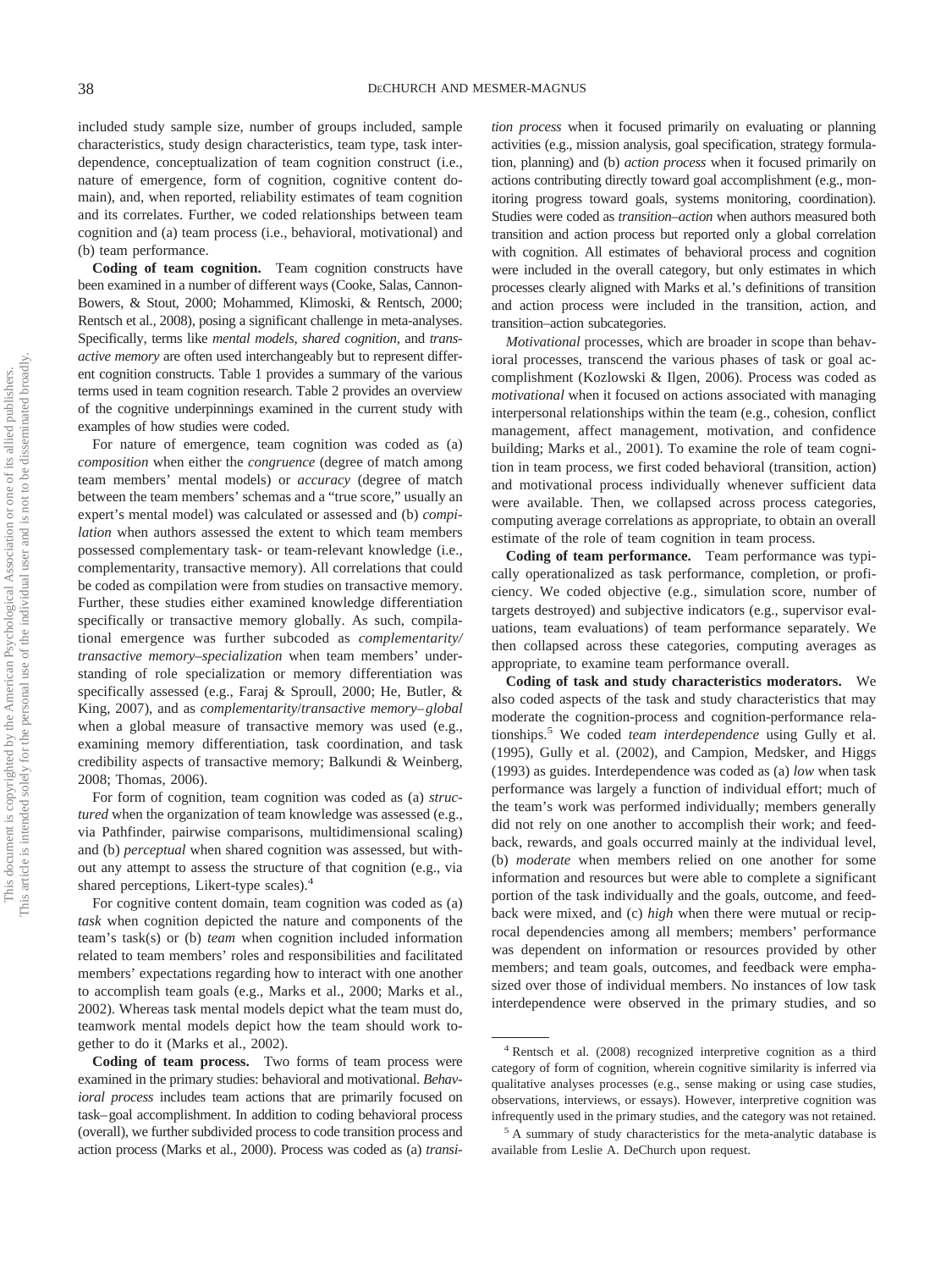included study sample size, number of groups included, sample characteristics, study design characteristics, team type, task interdependence, conceptualization of team cognition construct (i.e., nature of emergence, form of cognition, cognitive content domain), and, when reported, reliability estimates of team cognition and its correlates. Further, we coded relationships between team cognition and (a) team process (i.e., behavioral, motivational) and (b) team performance.

**Coding of team cognition.** Team cognition constructs have been examined in a number of different ways (Cooke, Salas, Cannon-Bowers, & Stout, 2000; Mohammed, Klimoski, & Rentsch, 2000; Rentsch et al., 2008), posing a significant challenge in meta-analyses. Specifically, terms like *mental models*, *shared cognition*, and *transactive memory* are often used interchangeably but to represent different cognition constructs. Table 1 provides a summary of the various terms used in team cognition research. Table 2 provides an overview of the cognitive underpinnings examined in the current study with examples of how studies were coded.

For nature of emergence, team cognition was coded as (a) *composition* when either the *congruence* (degree of match among team members' mental models) or *accuracy* (degree of match between the team members' schemas and a "true score," usually an expert's mental model) was calculated or assessed and (b) *compilation* when authors assessed the extent to which team members possessed complementary task- or team-relevant knowledge (i.e., complementarity, transactive memory). All correlations that could be coded as compilation were from studies on transactive memory. Further, these studies either examined knowledge differentiation specifically or transactive memory globally. As such, compilational emergence was further subcoded as *complementarity/transactive memory–specialization* when team members' understanding of role specialization or memory differentiation was specifically assessed (e.g., Faraj & Sproull, 2000; He, Butler, & King, 2007), and as *complementarity/transactive memory–global* when a global measure of transactive memory was used (e.g., examining memory differentiation, task coordination, and task credibility aspects of transactive memory; Balkundi & Weinberg, 2008; Thomas, 2006).

For form of cognition, team cognition was coded as (a) *structured* when the organization of team knowledge was assessed (e.g., via Pathfinder, pairwise comparisons, multidimensional scaling) and (b) *perceptual* when shared cognition was assessed, but without any attempt to assess the structure of that cognition (e.g., via shared perceptions, Likert-type scales).[4]

For cognitive content domain, team cognition was coded as (a) *task* when cognition depicted the nature and components of the team's task(s) or (b) *team* when cognition included information related to team members' roles and responsibilities and facilitated members' expectations regarding how to interact with one another to accomplish team goals (e.g., Marks et al., 2000; Marks et al., 2002). Whereas task mental models depict what the team must do, teamwork mental models depict how the team should work together to do it (Marks et al., 2002).

**Coding of team process.** Two forms of team process were examined in the primary studies: behavioral and motivational. *Behavioral process* includes team actions that are primarily focused on task–goal accomplishment. In addition to coding behavioral process (overall), we further subdivided process to code transition process and action process (Marks et al., 2000). Process was coded as (a) *transition process* when it focused primarily on evaluating or planning activities (e.g., mission analysis, goal specification, strategy formulation, planning) and (b) *action process* when it focused primarily on actions contributing directly toward goal accomplishment (e.g., monitoring progress toward goals, systems monitoring, coordination). Studies were coded as *transition–action* when authors measured both transition and action process but reported only a global correlation with cognition. All estimates of behavioral process and cognition were included in the overall category, but only estimates in which processes clearly aligned with Marks et al.'s definitions of transition and action process were included in the transition, action, and transition–action subcategories.

*Motivational* processes, which are broader in scope than behavioral processes, transcend the various phases of task or goal accomplishment (Kozlowski & Ilgen, 2006). Process was coded as *motivational* when it focused on actions associated with managing interpersonal relationships within the team (e.g., cohesion, conflict management, affect management, motivation, and confidence building; Marks et al., 2001). To examine the role of team cognition in team process, we first coded behavioral (transition, action) and motivational process individually whenever sufficient data were available. Then, we collapsed across process categories, computing average correlations as appropriate, to obtain an overall estimate of the role of team cognition in team process.

**Coding of team performance.** Team performance was typically operationalized as task performance, completion, or proficiency. We coded objective (e.g., simulation score, number of targets destroyed) and subjective indicators (e.g., supervisor evaluations, team evaluations) of team performance separately. We then collapsed across these categories, computing averages as appropriate, to examine team performance overall.

**Coding of task and study characteristics moderators.** We also coded aspects of the task and study characteristics that may moderate the cognition-process and cognition-performance relationships.[5] We coded *team interdependence* using Gully et al. (1995), Gully et al. (2002), and Campion, Medsker, and Higgs (1993) as guides. Interdependence was coded as (a) *low* when task performance was largely a function of individual effort; much of the team's work was performed individually; members generally did not rely on one another to accomplish their work; and feedback, rewards, and goals occurred mainly at the individual level, (b) *moderate* when members relied on one another for some information and resources but were able to complete a significant portion of the task individually and the goals, outcome, and feedback were mixed, and (c) *high* when there were mutual or reciprocal dependencies among all members; members' performance was dependent on information or resources provided by other members; and team goals, outcomes, and feedback were emphasized over those of individual members. No instances of low task interdependence were observed in the primary studies, and so

[4] Rentsch et al. (2008) recognized interpretive cognition as a third category of form of cognition, wherein cognitive similarity is inferred via qualitative analyses processes (e.g., sense making or using case studies, observations, interviews, or essays). However, interpretive cognition was infrequently used in the primary studies, and the category was not retained.

[5] A summary of study characteristics for the meta-analytic database is available from Leslie A. DeChurch upon request.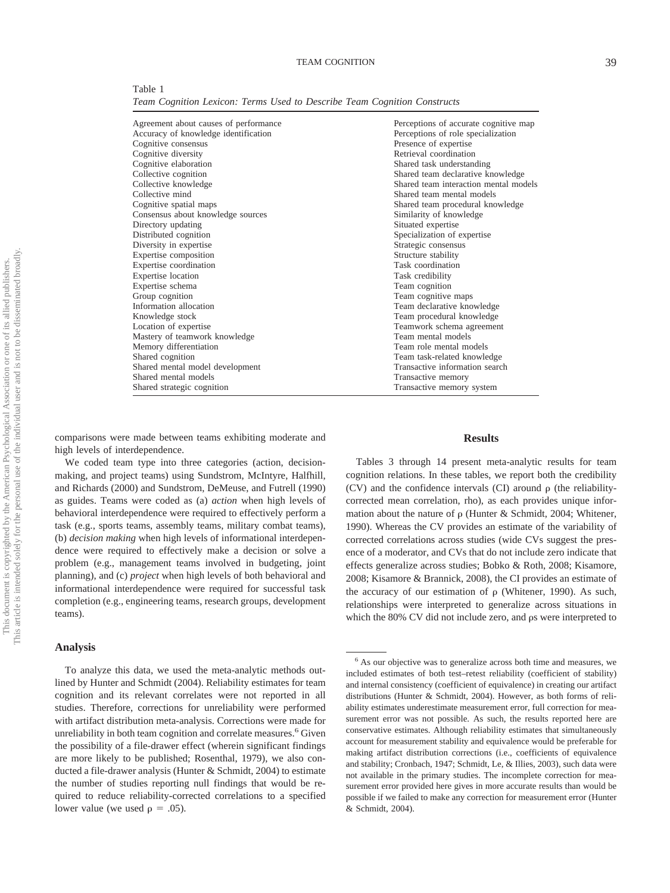Table 1
*Team Cognition Lexicon: Terms Used to Describe Team Cognition Constructs*

| | |
|---|---|
| Agreement about causes of performance | Perceptions of accurate cognitive map |
| Accuracy of knowledge identification | Perceptions of role specialization |
| Cognitive consensus | Presence of expertise |
| Cognitive diversity | Retrieval coordination |
| Cognitive elaboration | Shared task understanding |
| Collective cognition | Shared team declarative knowledge |
| Collective knowledge | Shared team interaction mental models |
| Collective mind | Shared team mental models |
| Cognitive spatial maps | Shared team procedural knowledge |
| Consensus about knowledge sources | Similarity of knowledge |
| Directory updating | Situated expertise |
| Distributed cognition | Specialization of expertise |
| Diversity in expertise | Strategic consensus |
| Expertise composition | Structure stability |
| Expertise coordination | Task coordination |
| Expertise location | Task credibility |
| Expertise schema | Team cognition |
| Group cognition | Team cognitive maps |
| Information allocation | Team declarative knowledge |
| Knowledge stock | Team procedural knowledge |
| Location of expertise | Teamwork schema agreement |
| Mastery of teamwork knowledge | Team mental models |
| Memory differentiation | Team role mental models |
| Shared cognition | Team task-related knowledge |
| Shared mental model development | Transactive information search |
| Shared mental models | Transactive memory |
| Shared strategic cognition | Transactive memory system |

comparisons were made between teams exhibiting moderate and high levels of interdependence.

We coded team type into three categories (action, decision-making, and project teams) using Sundstrom, McIntyre, Halfhill, and Richards (2000) and Sundstrom, DeMeuse, and Futrell (1990) as guides. Teams were coded as (a) *action* when high levels of behavioral interdependence were required to effectively perform a task (e.g., sports teams, assembly teams, military combat teams), (b) *decision making* when high levels of informational interdependence were required to effectively make a decision or solve a problem (e.g., management teams involved in budgeting, joint planning), and (c) *project* when high levels of both behavioral and informational interdependence were required for successful task completion (e.g., engineering teams, research groups, development teams).

### Analysis

To analyze this data, we used the meta-analytic methods outlined by Hunter and Schmidt (2004). Reliability estimates for team cognition and its relevant correlates were not reported in all studies. Therefore, corrections for unreliability were performed with artifact distribution meta-analysis. Corrections were made for unreliability in both team cognition and correlate measures.[6] Given the possibility of a file-drawer effect (wherein significant findings are more likely to be published; Rosenthal, 1979), we also conducted a file-drawer analysis (Hunter & Schmidt, 2004) to estimate the number of studies reporting null findings that would be required to reduce reliability-corrected correlations to a specified lower value (we used $\rho = .05$).

## Results

Tables 3 through 14 present meta-analytic results for team cognition relations. In these tables, we report both the credibility (CV) and the confidence intervals (CI) around $\rho$ (the reliability-corrected mean correlation, rho), as each provides unique information about the nature of $\rho$ (Hunter & Schmidt, 2004; Whitener, 1990). Whereas the CV provides an estimate of the variability of corrected correlations across studies (wide CVs suggest the presence of a moderator, and CVs that do not include zero indicate that effects generalize across studies; Bobko & Roth, 2008; Kisamore, 2008; Kisamore & Brannick, 2008), the CI provides an estimate of the accuracy of our estimation of $\rho$ (Whitener, 1990). As such, relationships were interpreted to generalize across situations in which the 80% CV did not include zero, and $\rho$s were interpreted to

[6] As our objective was to generalize across both time and measures, we included estimates of both test–retest reliability (coefficient of stability) and internal consistency (coefficient of equivalence) in creating our artifact distributions (Hunter & Schmidt, 2004). However, as both forms of reliability estimates underestimate measurement error, full correction for measurement error was not possible. As such, the results reported here are conservative estimates. Although reliability estimates that simultaneously account for measurement stability and equivalence would be preferable for making artifact distribution corrections (i.e., coefficients of equivalence and stability; Cronbach, 1947; Schmidt, Le, & Illies, 2003), such data were not available in the primary studies. The incomplete correction for measurement error provided here gives in more accurate results than would be possible if we failed to make any correction for measurement error (Hunter & Schmidt, 2004).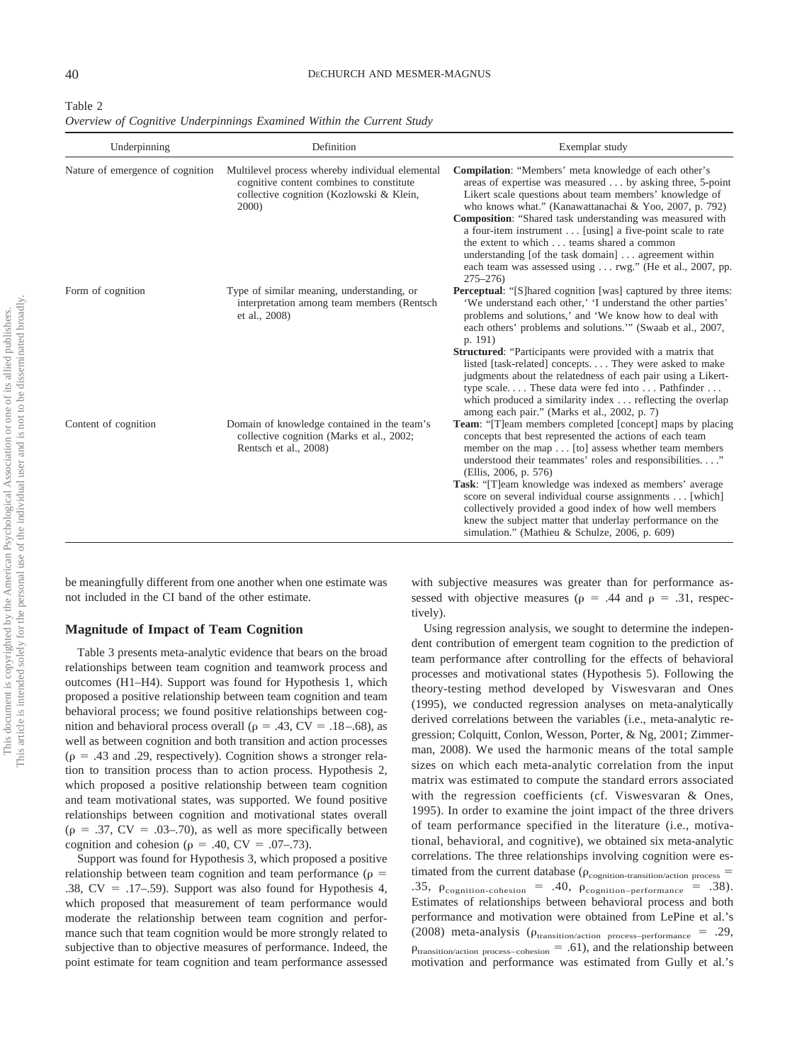Table 2
*Overview of Cognitive Underpinnings Examined Within the Current Study*

| Underpinning | Definition | Exemplar study |
|---|---|---|
| Nature of emergence of cognition | Multilevel process whereby individual elemental cognitive content combines to constitute collective cognition (Kozlowski & Klein, 2000) | **Compilation**: "Members' meta knowledge of each other's areas of expertise was measured . . . by asking three, 5-point Likert scale questions about team members' knowledge of who knows what." (Kanawattanachai & Yoo, 2007, p. 792)<br>**Composition**: "Shared task understanding was measured with a four-item instrument . . . [using] a five-point scale to rate the extent to which . . . teams shared a common understanding [of the task domain] . . . agreement within each team was assessed using . . . rwg." (He et al., 2007, pp. 275–276) |
| Form of cognition | Type of similar meaning, understanding, or interpretation among team members (Rentsch et al., 2008) | **Perceptual**: "[S]hared cognition [was] captured by three items: 'We understand each other,' 'I understand the other parties' problems and solutions,' and 'We know how to deal with each others' problems and solutions.'" (Swaab et al., 2007, p. 191)<br>**Structured**: "Participants were provided with a matrix that listed [task-related] concepts. . . . They were asked to make judgments about the relatedness of each pair using a Likert-type scale. . . . These data were fed into . . . Pathfinder . . . which produced a similarity index . . . reflecting the overlap among each pair." (Marks et al., 2002, p. 7) |
| Content of cognition | Domain of knowledge contained in the team's collective cognition (Marks et al., 2002; Rentsch et al., 2008) | **Team**: "[T]eam members completed [concept] maps by placing concepts that best represented the actions of each team member on the map . . . [to] assess whether team members understood their teammates' roles and responsibilities. . . ." (Ellis, 2006, p. 576)<br>**Task**: "[T]eam knowledge was indexed as members' average score on several individual course assignments . . . [which] collectively provided a good index of how well members knew the subject matter that underlay performance on the simulation." (Mathieu & Schulze, 2006, p. 609) |

be meaningfully different from one another when one estimate was not included in the CI band of the other estimate.

## Magnitude of Impact of Team Cognition

Table 3 presents meta-analytic evidence that bears on the broad relationships between team cognition and teamwork process and outcomes (H1–H4). Support was found for Hypothesis 1, which proposed a positive relationship between team cognition and team behavioral process; we found positive relationships between cognition and behavioral process overall ($\rho$ = .43, CV = .18–.68), as well as between cognition and both transition and action processes ($\rho$ = .43 and .29, respectively). Cognition shows a stronger relation to transition process than to action process. Hypothesis 2, which proposed a positive relationship between team cognition and team motivational states, was supported. We found positive relationships between cognition and motivational states overall ($\rho$ = .37, CV = .03–.70), as well as more specifically between cognition and cohesion ($\rho$ = .40, CV = .07–.73).

Support was found for Hypothesis 3, which proposed a positive relationship between team cognition and team performance ($\rho$ = .38, CV = .17–.59). Support was also found for Hypothesis 4, which proposed that measurement of team performance would moderate the relationship between team cognition and performance such that team cognition would be more strongly related to subjective than to objective measures of performance. Indeed, the point estimate for team cognition and team performance assessed with subjective measures was greater than for performance assessed with objective measures ($\rho$ = .44 and $\rho$ = .31, respectively).

Using regression analysis, we sought to determine the independent contribution of emergent team cognition to the prediction of team performance after controlling for the effects of behavioral processes and motivational states (Hypothesis 5). Following the theory-testing method developed by Viswesvaran and Ones (1995), we conducted regression analyses on meta-analytically derived correlations between the variables (i.e., meta-analytic regression; Colquitt, Conlon, Wesson, Porter, & Ng, 2001; Zimmerman, 2008). We used the harmonic means of the total sample sizes on which each meta-analytic correlation from the input matrix was estimated to compute the standard errors associated with the regression coefficients (cf. Viswesvaran & Ones, 1995). In order to examine the joint impact of the three drivers of team performance specified in the literature (i.e., motivational, behavioral, and cognitive), we obtained six meta-analytic correlations. The three relationships involving cognition were estimated from the current database ($\rho_{\text{cognition-transition/action process}}$ = .35, $\rho_{\text{cognition-cohesion}}$ = .40, $\rho_{\text{cognition-performance}}$ = .38). Estimates of relationships between behavioral process and both performance and motivation were obtained from LePine et al.'s (2008) meta-analysis ($\rho_{\text{transition/action process-performance}}$ = .29, $\rho_{\text{transition/action process-cohesion}}$ = .61), and the relationship between motivation and performance was estimated from Gully et al.'s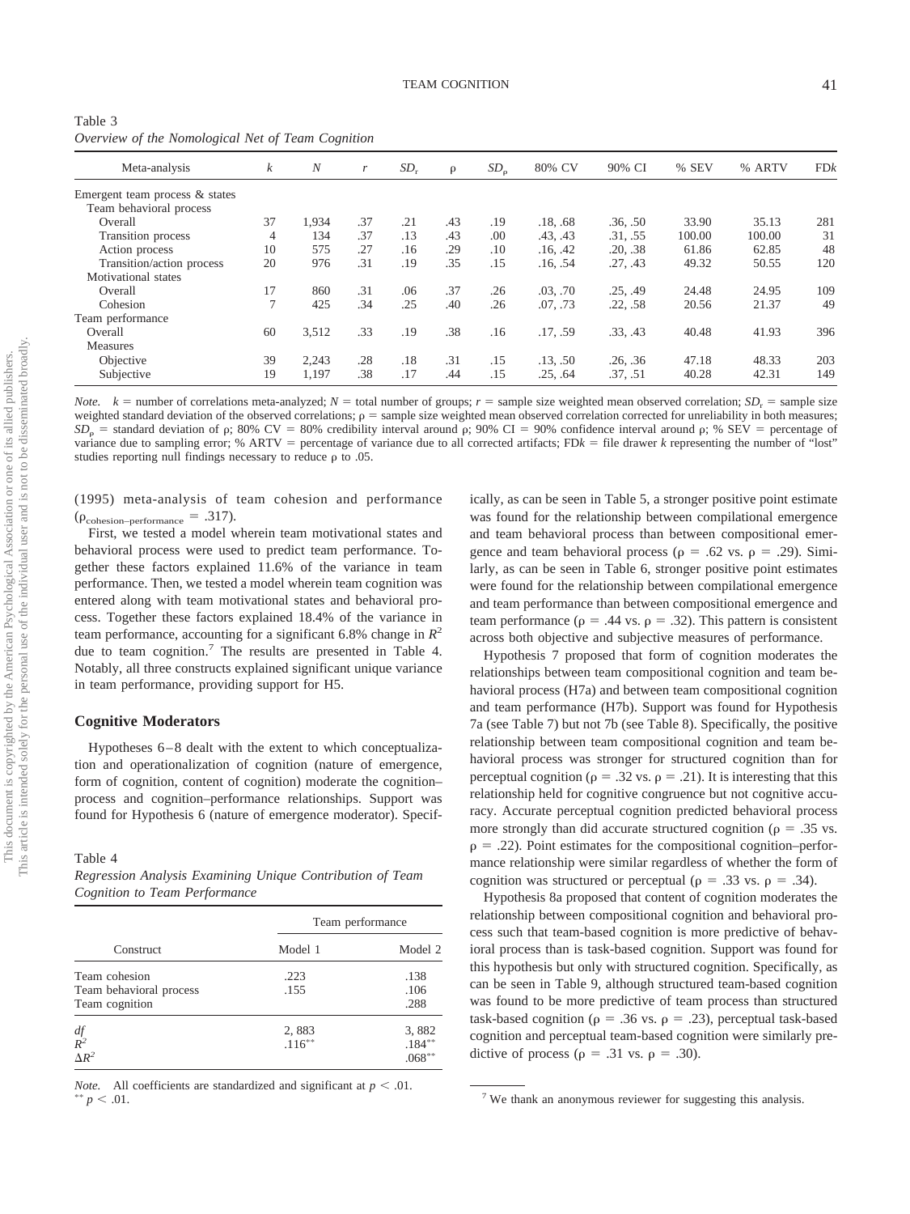Table 3
*Overview of the Nomological Net of Team Cognition*

| Meta-analysis | $k$ | $N$ | $r$ | $SD_r$ | ρ | $SD_\rho$ | 80% CV | 90% CI | % SEV | % ARTV | FD$k$ |
|---|---|---|---|---|---|---|---|---|---|---|---|
| Emergent team process & states | | | | | | | | | | | |
| Team behavioral process | | | | | | | | | | | |
| Overall | 37 | 1,934 | .37 | .21 | .43 | .19 | .18, .68 | .36, .50 | 33.90 | 35.13 | 281 |
| Transition process | 4 | 134 | .37 | .13 | .43 | .00 | .43, .43 | .31, .55 | 100.00 | 100.00 | 31 |
| Action process | 10 | 575 | .27 | .16 | .29 | .10 | .16, .42 | .20, .38 | 61.86 | 62.85 | 48 |
| Transition/action process | 20 | 976 | .31 | .19 | .35 | .15 | .16, .54 | .27, .43 | 49.32 | 50.55 | 120 |
| Motivational states | | | | | | | | | | | |
| Overall | 17 | 860 | .31 | .06 | .37 | .26 | .03, .70 | .25, .49 | 24.48 | 24.95 | 109 |
| Cohesion | 7 | 425 | .34 | .25 | .40 | .26 | .07, .73 | .22, .58 | 20.56 | 21.37 | 49 |
| Team performance | | | | | | | | | | | |
| Overall | 60 | 3,512 | .33 | .19 | .38 | .16 | .17, .59 | .33, .43 | 40.48 | 41.93 | 396 |
| Measures | | | | | | | | | | | |
| Objective | 39 | 2,243 | .28 | .18 | .31 | .15 | .13, .50 | .26, .36 | 47.18 | 48.33 | 203 |
| Subjective | 19 | 1,197 | .38 | .17 | .44 | .15 | .25, .64 | .37, .51 | 40.28 | 42.31 | 149 |

*Note.* $k$ = number of correlations meta-analyzed; $N$ = total number of groups; $r$ = sample size weighted mean observed correlation; $SD_r$ = sample size weighted standard deviation of the observed correlations; ρ = sample size weighted mean observed correlation corrected for unreliability in both measures; $SD_\rho$ = standard deviation of ρ; 80% CV = 80% credibility interval around ρ; 90% CI = 90% confidence interval around ρ; % SEV = percentage of variance due to sampling error; % ARTV = percentage of variance due to all corrected artifacts; FD$k$ = file drawer $k$ representing the number of "lost" studies reporting null findings necessary to reduce ρ to .05.

(1995) meta-analysis of team cohesion and performance ($\rho_{\text{cohesion–performance}} = .317$).

First, we tested a model wherein team motivational states and behavioral process were used to predict team performance. Together these factors explained 11.6% of the variance in team performance. Then, we tested a model wherein team cognition was entered along with team motivational states and behavioral process. Together these factors explained 18.4% of the variance in team performance, accounting for a significant 6.8% change in $R^2$ due to team cognition.[7] The results are presented in Table 4. Notably, all three constructs explained significant unique variance in team performance, providing support for H5.

## Cognitive Moderators

Hypotheses 6–8 dealt with the extent to which conceptualization and operationalization of cognition (nature of emergence, form of cognition, content of cognition) moderate the cognition–process and cognition–performance relationships. Support was found for Hypothesis 6 (nature of emergence moderator). Specifically, as can be seen in Table 5, a stronger positive point estimate was found for the relationship between compilational emergence and team behavioral process than between compositional emergence and team behavioral process (ρ = .62 vs. ρ = .29). Similarly, as can be seen in Table 6, stronger positive point estimates were found for the relationship between compilational emergence and team performance than between compositional emergence and team performance (ρ = .44 vs. ρ = .32). This pattern is consistent across both objective and subjective measures of performance.

Hypothesis 7 proposed that form of cognition moderates the relationships between team compositional cognition and team behavioral process (H7a) and between team compositional cognition and team performance (H7b). Support was found for Hypothesis 7a (see Table 7) but not 7b (see Table 8). Specifically, the positive relationship between team compositional cognition and team behavioral process was stronger for structured cognition than for perceptual cognition (ρ = .32 vs. ρ = .21). It is interesting that this relationship held for cognitive congruence but not cognitive accuracy. Accurate perceptual cognition predicted behavioral process more strongly than did accurate structured cognition (ρ = .35 vs. ρ = .22). Point estimates for the compositional cognition–performance relationship were similar regardless of whether the form of cognition was structured or perceptual (ρ = .33 vs. ρ = .34).

Hypothesis 8a proposed that content of cognition moderates the relationship between compositional cognition and behavioral process such that team-based cognition is more predictive of behavioral process than is task-based cognition. Support was found for this hypothesis but only with structured cognition. Specifically, as can be seen in Table 9, although structured team-based cognition was found to be more predictive of team process than structured task-based cognition (ρ = .36 vs. ρ = .23), perceptual task-based cognition and perceptual team-based cognition were similarly predictive of process (ρ = .31 vs. ρ = .30).

Table 4
*Regression Analysis Examining Unique Contribution of Team Cognition to Team Performance*

| | Team performance | |
|---|---|---|
| Construct | Model 1 | Model 2 |
| Team cohesion | .223 | .138 |
| Team behavioral process | .155 | .106 |
| Team cognition | | .288 |
| $df$ | 2, 883 | 3, 882 |
| $R^2$ | .116** | .184** |
| $\Delta R^2$ | | .068** |

*Note.* All coefficients are standardized and significant at $p < .01$.
** $p < .01$.

[7] We thank an anonymous reviewer for suggesting this analysis.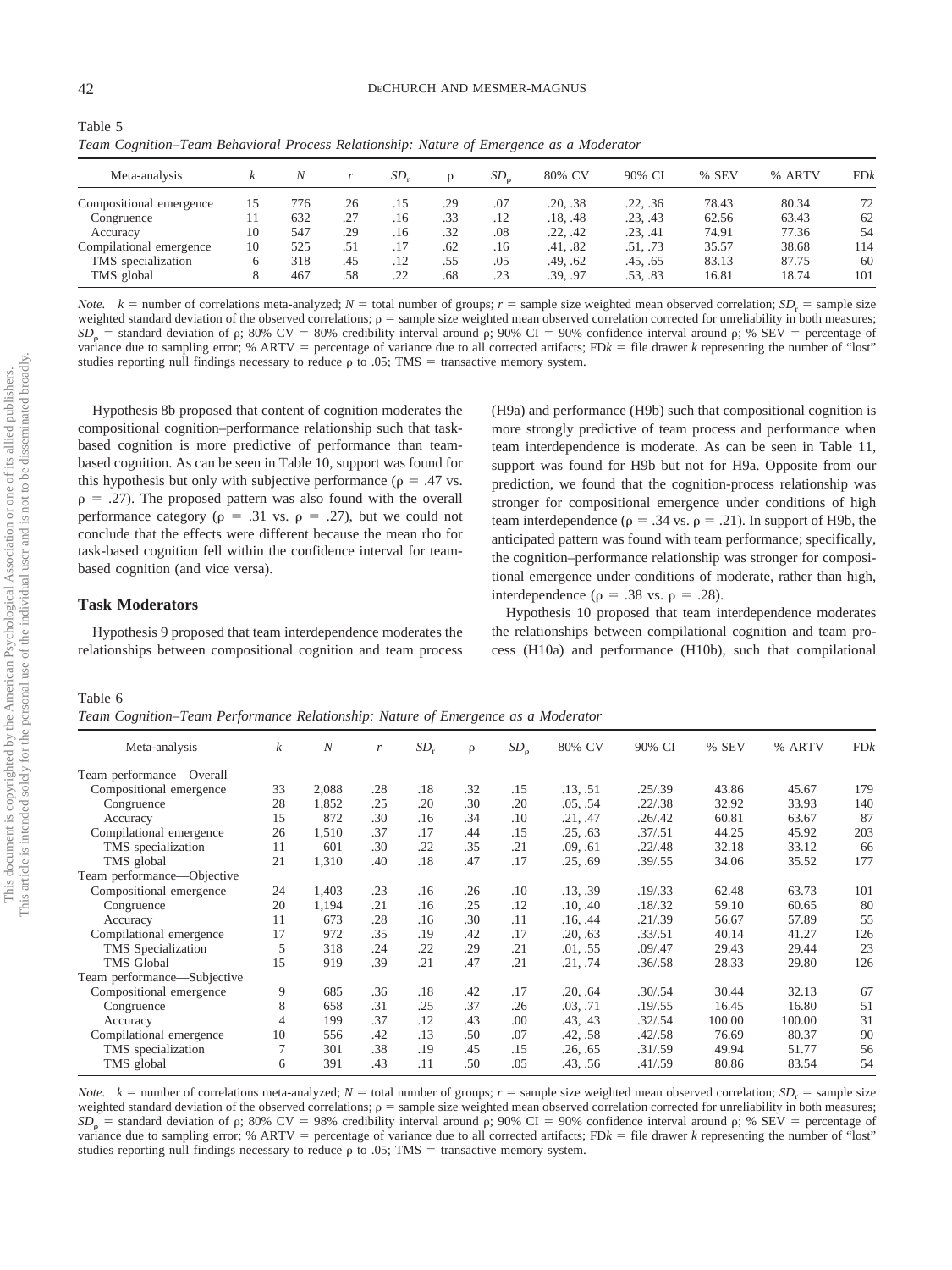Table 5

*Team Cognition–Team Behavioral Process Relationship: Nature of Emergence as a Moderator*

| Meta-analysis | $k$ | $N$ | $r$ | $SD_r$ | $\rho$ | $SD_\rho$ | 80% CV | 90% CI | % SEV | % ARTV | FD$k$ |
|---|---|---|---|---|---|---|---|---|---|---|---|
| Compositional emergence | 15 | 776 | .26 | .15 | .29 | .07 | .20, .38 | .22, .36 | 78.43 | 80.34 | 72 |
| Congruence | 11 | 632 | .27 | .16 | .33 | .12 | .18, .48 | .23, .43 | 62.56 | 63.43 | 62 |
| Accuracy | 10 | 547 | .29 | .16 | .32 | .08 | .22, .42 | .23, .41 | 74.91 | 77.36 | 54 |
| Compilational emergence | 10 | 525 | .51 | .17 | .62 | .16 | .41, .82 | .51, .73 | 35.57 | 38.68 | 114 |
| TMS specialization | 6 | 318 | .45 | .12 | .55 | .05 | .49, .62 | .45, .65 | 83.13 | 87.75 | 60 |
| TMS global | 8 | 467 | .58 | .22 | .68 | .23 | .39, .97 | .53, .83 | 16.81 | 18.74 | 101 |

*Note.* $k$ = number of correlations meta-analyzed; $N$ = total number of groups; $r$ = sample size weighted mean observed correlation; $SD_r$ = sample size weighted standard deviation of the observed correlations; $\rho$ = sample size weighted mean observed correlation corrected for unreliability in both measures; $SD_\rho$ = standard deviation of $\rho$; 80% CV = 80% credibility interval around $\rho$; 90% CI = 90% confidence interval around $\rho$; % SEV = percentage of variance due to sampling error; % ARTV = percentage of variance due to all corrected artifacts; FD$k$ = file drawer $k$ representing the number of "lost" studies reporting null findings necessary to reduce $\rho$ to .05; TMS = transactive memory system.

Hypothesis 8b proposed that content of cognition moderates the compositional cognition–performance relationship such that task-based cognition is more predictive of performance than team-based cognition. As can be seen in Table 10, support was found for this hypothesis but only with subjective performance ($\rho$ = .47 vs. $\rho$ = .27). The proposed pattern was also found with the overall performance category ($\rho$ = .31 vs. $\rho$ = .27), but we could not conclude that the effects were different because the mean rho for task-based cognition fell within the confidence interval for team-based cognition (and vice versa).

### Task Moderators

Hypothesis 9 proposed that team interdependence moderates the relationships between compositional cognition and team process (H9a) and performance (H9b) such that compositional cognition is more strongly predictive of team process and performance when team interdependence is moderate. As can be seen in Table 11, support was found for H9b but not for H9a. Opposite from our prediction, we found that the cognition-process relationship was stronger for compositional emergence under conditions of high team interdependence ($\rho$ = .34 vs. $\rho$ = .21). In support of H9b, the anticipated pattern was found with team performance; specifically, the cognition–performance relationship was stronger for compositional emergence under conditions of moderate, rather than high, interdependence ($\rho$ = .38 vs. $\rho$ = .28).

Hypothesis 10 proposed that team interdependence moderates the relationships between compilational cognition and team process (H10a) and performance (H10b), such that compilational

Table 6

*Team Cognition–Team Performance Relationship: Nature of Emergence as a Moderator*

| Meta-analysis | $k$ | $N$ | $r$ | $SD_r$ | $\rho$ | $SD_\rho$ | 80% CV | 90% CI | % SEV | % ARTV | FD$k$ |
|---|---|---|---|---|---|---|---|---|---|---|---|
| Team performance—Overall | | | | | | | | | | | |
| Compositional emergence | 33 | 2,088 | .28 | .18 | .32 | .15 | .13, .51 | .25/.39 | 43.86 | 45.67 | 179 |
| Congruence | 28 | 1,852 | .25 | .20 | .30 | .20 | .05, .54 | .22/.38 | 32.92 | 33.93 | 140 |
| Accuracy | 15 | 872 | .30 | .16 | .34 | .10 | .21, .47 | .26/.42 | 60.81 | 63.67 | 87 |
| Compilational emergence | 26 | 1,510 | .37 | .17 | .44 | .15 | .25, .63 | .37/.51 | 44.25 | 45.92 | 203 |
| TMS specialization | 11 | 601 | .30 | .22 | .35 | .21 | .09, .61 | .22/.48 | 32.18 | 33.12 | 66 |
| TMS global | 21 | 1,310 | .40 | .18 | .47 | .17 | .25, .69 | .39/.55 | 34.06 | 35.52 | 177 |
| Team performance—Objective | | | | | | | | | | | |
| Compositional emergence | 24 | 1,403 | .23 | .16 | .26 | .10 | .13, .39 | .19/.33 | 62.48 | 63.73 | 101 |
| Congruence | 20 | 1,194 | .21 | .16 | .25 | .12 | .10, .40 | .18/.32 | 59.10 | 60.65 | 80 |
| Accuracy | 11 | 673 | .28 | .16 | .30 | .11 | .16, .44 | .21/.39 | 56.67 | 57.89 | 55 |
| Compilational emergence | 17 | 972 | .35 | .19 | .42 | .17 | .20, .63 | .33/.51 | 40.14 | 41.27 | 126 |
| TMS Specialization | 5 | 318 | .24 | .22 | .29 | .21 | .01, .55 | .09/.47 | 29.43 | 29.44 | 23 |
| TMS Global | 15 | 919 | .39 | .21 | .47 | .21 | .21, .74 | .36/.58 | 28.33 | 29.80 | 126 |
| Team performance—Subjective | | | | | | | | | | | |
| Compositional emergence | 9 | 685 | .36 | .18 | .42 | .17 | .20, .64 | .30/.54 | 30.44 | 32.13 | 67 |
| Congruence | 8 | 658 | .31 | .25 | .37 | .26 | .03, .71 | .19/.55 | 16.45 | 16.80 | 51 |
| Accuracy | 4 | 199 | .37 | .12 | .43 | .00 | .43, .43 | .32/.54 | 100.00 | 100.00 | 31 |
| Compilational emergence | 10 | 556 | .42 | .13 | .50 | .07 | .42, .58 | .42/.58 | 76.69 | 80.37 | 90 |
| TMS specialization | 7 | 301 | .38 | .19 | .45 | .15 | .26, .65 | .31/.59 | 49.94 | 51.77 | 56 |
| TMS global | 6 | 391 | .43 | .11 | .50 | .05 | .43, .56 | .41/.59 | 80.86 | 83.54 | 54 |

*Note.* $k$ = number of correlations meta-analyzed; $N$ = total number of groups; $r$ = sample size weighted mean observed correlation; $SD_r$ = sample size weighted standard deviation of the observed correlations; $\rho$ = sample size weighted mean observed correlation corrected for unreliability in both measures; $SD_\rho$ = standard deviation of $\rho$; 80% CV = 98% credibility interval around $\rho$; 90% CI = 90% confidence interval around $\rho$; % SEV = percentage of variance due to sampling error; % ARTV = percentage of variance due to all corrected artifacts; FD$k$ = file drawer $k$ representing the number of "lost" studies reporting null findings necessary to reduce $\rho$ to .05; TMS = transactive memory system.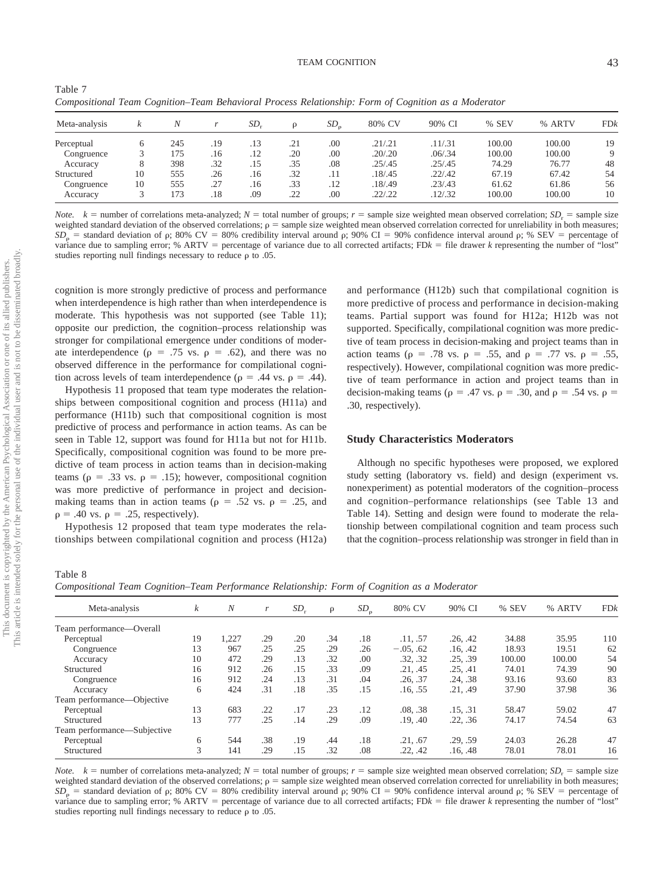Table 7
*Compositional Team Cognition–Team Behavioral Process Relationship: Form of Cognition as a Moderator*

| Meta-analysis | $k$ | $N$ | $r$ | $SD_r$ | $\rho$ | $SD_\rho$ | 80% CV | 90% CI | % SEV | % ARTV | FD$k$ |
|---|---|---|---|---|---|---|---|---|---|---|---|
| Perceptual | 6 | 245 | .19 | .13 | .21 | .00 | .21/.21 | .11/.31 | 100.00 | 100.00 | 19 |
| Congruence | 3 | 175 | .16 | .12 | .20 | .00 | .20/.20 | .06/.34 | 100.00 | 100.00 | 9 |
| Accuracy | 8 | 398 | .32 | .15 | .35 | .08 | .25/.45 | .25/.45 | 74.29 | 76.77 | 48 |
| Structured | 10 | 555 | .26 | .16 | .32 | .11 | .18/.45 | .22/.42 | 67.19 | 67.42 | 54 |
| Congruence | 10 | 555 | .27 | .16 | .33 | .12 | .18/.49 | .23/.43 | 61.62 | 61.86 | 56 |
| Accuracy | 3 | 173 | .18 | .09 | .22 | .00 | .22/.22 | .12/.32 | 100.00 | 100.00 | 10 |

*Note.* $k$ = number of correlations meta-analyzed; $N$ = total number of groups; $r$ = sample size weighted mean observed correlation; $SD_r$ = sample size weighted standard deviation of the observed correlations; $\rho$ = sample size weighted mean observed correlation corrected for unreliability in both measures; $SD_\rho$ = standard deviation of $\rho$; 80% CV = 80% credibility interval around $\rho$; 90% CI = 90% confidence interval around $\rho$; % SEV = percentage of variance due to sampling error; % ARTV = percentage of variance due to all corrected artifacts; FD$k$ = file drawer $k$ representing the number of "lost" studies reporting null findings necessary to reduce $\rho$ to .05.

cognition is more strongly predictive of process and performance when interdependence is high rather than when interdependence is moderate. This hypothesis was not supported (see Table 11); opposite our prediction, the cognition–process relationship was stronger for compilational emergence under conditions of moderate interdependence ($\rho$ = .75 vs. $\rho$ = .62), and there was no observed difference in the performance for compilational cognition across levels of team interdependence ($\rho$ = .44 vs. $\rho$ = .44).

Hypothesis 11 proposed that team type moderates the relationships between compositional cognition and process (H11a) and performance (H11b) such that compositional cognition is most predictive of process and performance in action teams. As can be seen in Table 12, support was found for H11a but not for H11b. Specifically, compositional cognition was found to be more predictive of team process in action teams than in decision-making teams ($\rho$ = .33 vs. $\rho$ = .15); however, compositional cognition was more predictive of performance in project and decision-making teams than in action teams ($\rho$ = .52 vs. $\rho$ = .25, and $\rho$ = .40 vs. $\rho$ = .25, respectively).

Hypothesis 12 proposed that team type moderates the relationships between compilational cognition and process (H12a) and performance (H12b) such that compilational cognition is more predictive of process and performance in decision-making teams. Partial support was found for H12a; H12b was not supported. Specifically, compilational cognition was more predictive of team process in decision-making and project teams than in action teams ($\rho$ = .78 vs. $\rho$ = .55, and $\rho$ = .77 vs. $\rho$ = .55, respectively). However, compilational cognition was more predictive of team performance in action and project teams than in decision-making teams ($\rho$ = .47 vs. $\rho$ = .30, and $\rho$ = .54 vs. $\rho$ = .30, respectively).

### Study Characteristics Moderators

Although no specific hypotheses were proposed, we explored study setting (laboratory vs. field) and design (experiment vs. nonexperiment) as potential moderators of the cognition–process and cognition–performance relationships (see Table 13 and Table 14). Setting and design were found to moderate the relationship between compilational cognition and team process such that the cognition–process relationship was stronger in field than in

Table 8
*Compositional Team Cognition–Team Performance Relationship: Form of Cognition as a Moderator*

| Meta-analysis | $k$ | $N$ | $r$ | $SD_r$ | $\rho$ | $SD_\rho$ | 80% CV | 90% CI | % SEV | % ARTV | FD$k$ |
|---|---|---|---|---|---|---|---|---|---|---|---|
| Team performance—Overall | | | | | | | | | | | |
| Perceptual | 19 | 1,227 | .29 | .20 | .34 | .18 | .11, .57 | .26, .42 | 34.88 | 35.95 | 110 |
| Congruence | 13 | 967 | .25 | .25 | .29 | .26 | −.05, .62 | .16, .42 | 18.93 | 19.51 | 62 |
| Accuracy | 10 | 472 | .29 | .13 | .32 | .00 | .32, .32 | .25, .39 | 100.00 | 100.00 | 54 |
| Structured | 16 | 912 | .26 | .15 | .33 | .09 | .21, .45 | .25, .41 | 74.01 | 74.39 | 90 |
| Congruence | 16 | 912 | .24 | .13 | .31 | .04 | .26, .37 | .24, .38 | 93.16 | 93.60 | 83 |
| Accuracy | 6 | 424 | .31 | .18 | .35 | .15 | .16, .55 | .21, .49 | 37.90 | 37.98 | 36 |
| Team performance—Objective | | | | | | | | | | | |
| Perceptual | 13 | 683 | .22 | .17 | .23 | .12 | .08, .38 | .15, .31 | 58.47 | 59.02 | 47 |
| Structured | 13 | 777 | .25 | .14 | .29 | .09 | .19, .40 | .22, .36 | 74.17 | 74.54 | 63 |
| Team performance—Subjective | | | | | | | | | | | |
| Perceptual | 6 | 544 | .38 | .19 | .44 | .18 | .21, .67 | .29, .59 | 24.03 | 26.28 | 47 |
| Structured | 3 | 141 | .29 | .15 | .32 | .08 | .22, .42 | .16, .48 | 78.01 | 78.01 | 16 |

*Note.* $k$ = number of correlations meta-analyzed; $N$ = total number of groups; $r$ = sample size weighted mean observed correlation; $SD_r$ = sample size weighted standard deviation of the observed correlations; $\rho$ = sample size weighted mean observed correlation corrected for unreliability in both measures; $SD_\rho$ = standard deviation of $\rho$; 80% CV = 80% credibility interval around $\rho$; 90% CI = 90% confidence interval around $\rho$; % SEV = percentage of variance due to sampling error; % ARTV = percentage of variance due to all corrected artifacts; FD$k$ = file drawer $k$ representing the number of "lost" studies reporting null findings necessary to reduce $\rho$ to .05.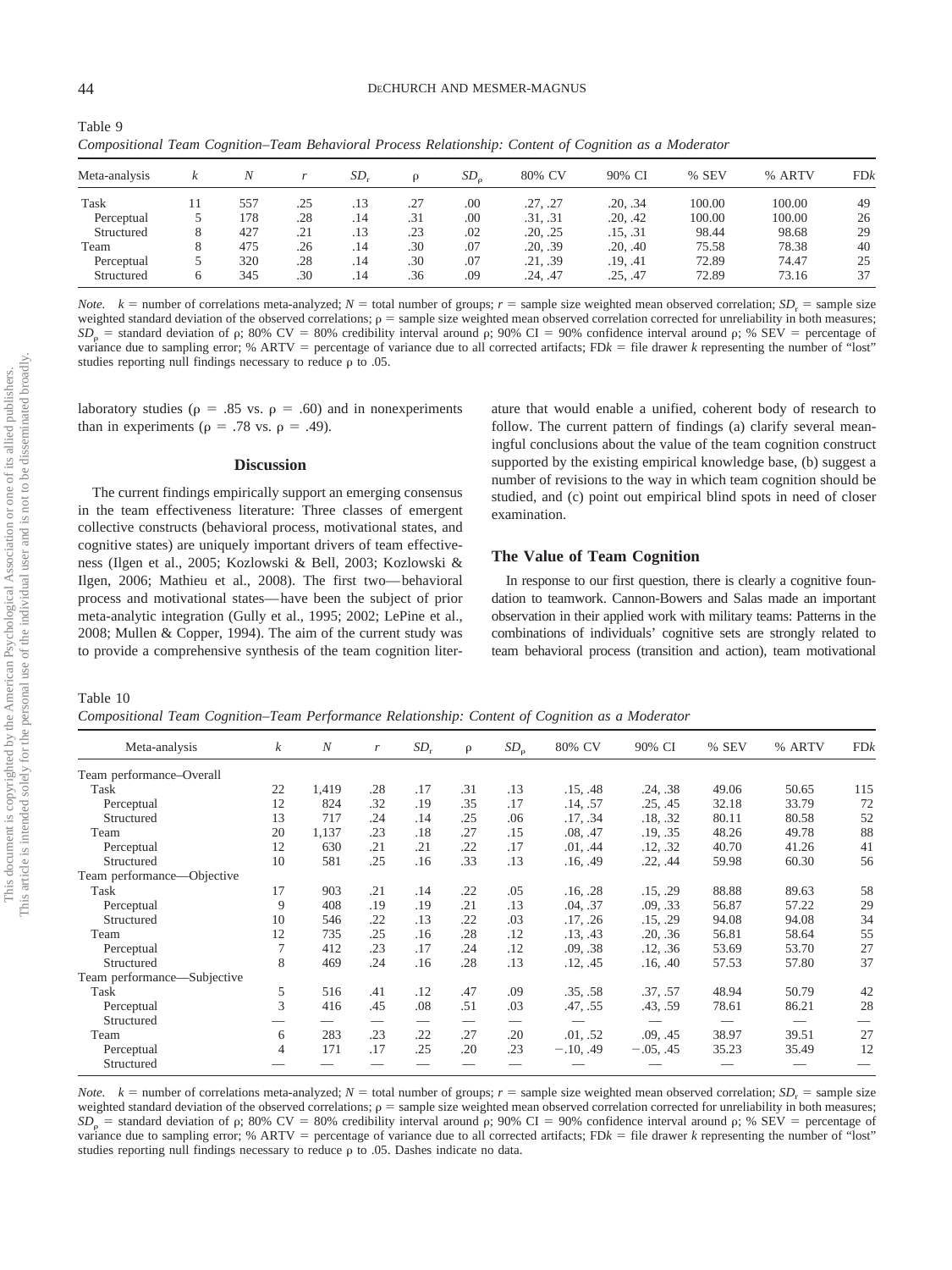Table 9

*Compositional Team Cognition–Team Behavioral Process Relationship: Content of Cognition as a Moderator*

| Meta-analysis | $k$ | $N$ | $r$ | $SD_r$ | $\rho$ | $SD_\rho$ | 80% CV | 90% CI | % SEV | % ARTV | FD$k$ |
|---|---|---|---|---|---|---|---|---|---|---|---|
| Task | 11 | 557 | .25 | .13 | .27 | .00 | .27, .27 | .20, .34 | 100.00 | 100.00 | 49 |
| Perceptual | 5 | 178 | .28 | .14 | .31 | .00 | .31, .31 | .20, .42 | 100.00 | 100.00 | 26 |
| Structured | 8 | 427 | .21 | .13 | .23 | .02 | .20, .25 | .15, .31 | 98.44 | 98.68 | 29 |
| Team | 8 | 475 | .26 | .14 | .30 | .07 | .20, .39 | .20, .40 | 75.58 | 78.38 | 40 |
| Perceptual | 5 | 320 | .28 | .14 | .30 | .07 | .21, .39 | .19, .41 | 72.89 | 74.47 | 25 |
| Structured | 6 | 345 | .30 | .14 | .36 | .09 | .24, .47 | .25, .47 | 72.89 | 73.16 | 37 |

*Note.* $k$ = number of correlations meta-analyzed; $N$ = total number of groups; $r$ = sample size weighted mean observed correlation; $SD_r$ = sample size weighted standard deviation of the observed correlations; $\rho$ = sample size weighted mean observed correlation corrected for unreliability in both measures; $SD_\rho$ = standard deviation of $\rho$; 80% CV = 80% credibility interval around $\rho$; 90% CI = 90% confidence interval around $\rho$; % SEV = percentage of variance due to sampling error; % ARTV = percentage of variance due to all corrected artifacts; FD$k$ = file drawer $k$ representing the number of "lost" studies reporting null findings necessary to reduce $\rho$ to .05.

laboratory studies ($\rho$ = .85 vs. $\rho$ = .60) and in nonexperiments than in experiments ($\rho$ = .78 vs. $\rho$ = .49).

## Discussion

The current findings empirically support an emerging consensus in the team effectiveness literature: Three classes of emergent collective constructs (behavioral process, motivational states, and cognitive states) are uniquely important drivers of team effectiveness (Ilgen et al., 2005; Kozlowski & Bell, 2003; Kozlowski & Ilgen, 2006; Mathieu et al., 2008). The first two—behavioral process and motivational states—have been the subject of prior meta-analytic integration (Gully et al., 1995; 2002; LePine et al., 2008; Mullen & Copper, 1994). The aim of the current study was to provide a comprehensive synthesis of the team cognition literature that would enable a unified, coherent body of research to follow. The current pattern of findings (a) clarify several meaningful conclusions about the value of the team cognition construct supported by the existing empirical knowledge base, (b) suggest a number of revisions to the way in which team cognition should be studied, and (c) point out empirical blind spots in need of closer examination.

### The Value of Team Cognition

In response to our first question, there is clearly a cognitive foundation to teamwork. Cannon-Bowers and Salas made an important observation in their applied work with military teams: Patterns in the combinations of individuals' cognitive sets are strongly related to team behavioral process (transition and action), team motivational

Table 10

*Compositional Team Cognition–Team Performance Relationship: Content of Cognition as a Moderator*

| Meta-analysis | $k$ | $N$ | $r$ | $SD_r$ | $\rho$ | $SD_\rho$ | 80% CV | 90% CI | % SEV | % ARTV | FD$k$ |
|---|---|---|---|---|---|---|---|---|---|---|---|
| Team performance–Overall | | | | | | | | | | | |
| Task | 22 | 1,419 | .28 | .17 | .31 | .13 | .15, .48 | .24, .38 | 49.06 | 50.65 | 115 |
| Perceptual | 12 | 824 | .32 | .19 | .35 | .17 | .14, .57 | .25, .45 | 32.18 | 33.79 | 72 |
| Structured | 13 | 717 | .24 | .14 | .25 | .06 | .17, .34 | .18, .32 | 80.11 | 80.58 | 52 |
| Team | 20 | 1,137 | .23 | .18 | .27 | .15 | .08, .47 | .19, .35 | 48.26 | 49.78 | 88 |
| Perceptual | 12 | 630 | .21 | .21 | .22 | .17 | .01, .44 | .12, .32 | 40.70 | 41.26 | 41 |
| Structured | 10 | 581 | .25 | .16 | .33 | .13 | .16, .49 | .22, .44 | 59.98 | 60.30 | 56 |
| Team performance—Objective | | | | | | | | | | | |
| Task | 17 | 903 | .21 | .14 | .22 | .05 | .16, .28 | .15, .29 | 88.88 | 89.63 | 58 |
| Perceptual | 9 | 408 | .19 | .19 | .21 | .13 | .04, .37 | .09, .33 | 56.87 | 57.22 | 29 |
| Structured | 10 | 546 | .22 | .13 | .22 | .03 | .17, .26 | .15, .29 | 94.08 | 94.08 | 34 |
| Team | 12 | 735 | .25 | .16 | .28 | .12 | .13, .43 | .20, .36 | 56.81 | 58.64 | 55 |
| Perceptual | 7 | 412 | .23 | .17 | .24 | .12 | .09, .38 | .12, .36 | 53.69 | 53.70 | 27 |
| Structured | 8 | 469 | .24 | .16 | .28 | .13 | .12, .45 | .16, .40 | 57.53 | 57.80 | 37 |
| Team performance—Subjective | | | | | | | | | | | |
| Task | 5 | 516 | .41 | .12 | .47 | .09 | .35, .58 | .37, .57 | 48.94 | 50.79 | 42 |
| Perceptual | 3 | 416 | .45 | .08 | .51 | .03 | .47, .55 | .43, .59 | 78.61 | 86.21 | 28 |
| Structured | — | — | — | — | — | — | — | — | — | — | — |
| Team | 6 | 283 | .23 | .22 | .27 | .20 | .01, .52 | .09, .45 | 38.97 | 39.51 | 27 |
| Perceptual | 4 | 171 | .17 | .25 | .20 | .23 | −.10, .49 | −.05, .45 | 35.23 | 35.49 | 12 |
| Structured | — | — | — | — | — | — | — | — | — | — | — |

*Note.* $k$ = number of correlations meta-analyzed; $N$ = total number of groups; $r$ = sample size weighted mean observed correlation; $SD_r$ = sample size weighted standard deviation of the observed correlations; $\rho$ = sample size weighted mean observed correlation corrected for unreliability in both measures; $SD_\rho$ = standard deviation of $\rho$; 80% CV = 80% credibility interval around $\rho$; 90% CI = 90% confidence interval around $\rho$; % SEV = percentage of variance due to sampling error; % ARTV = percentage of variance due to all corrected artifacts; FD$k$ = file drawer $k$ representing the number of "lost" studies reporting null findings necessary to reduce $\rho$ to .05. Dashes indicate no data.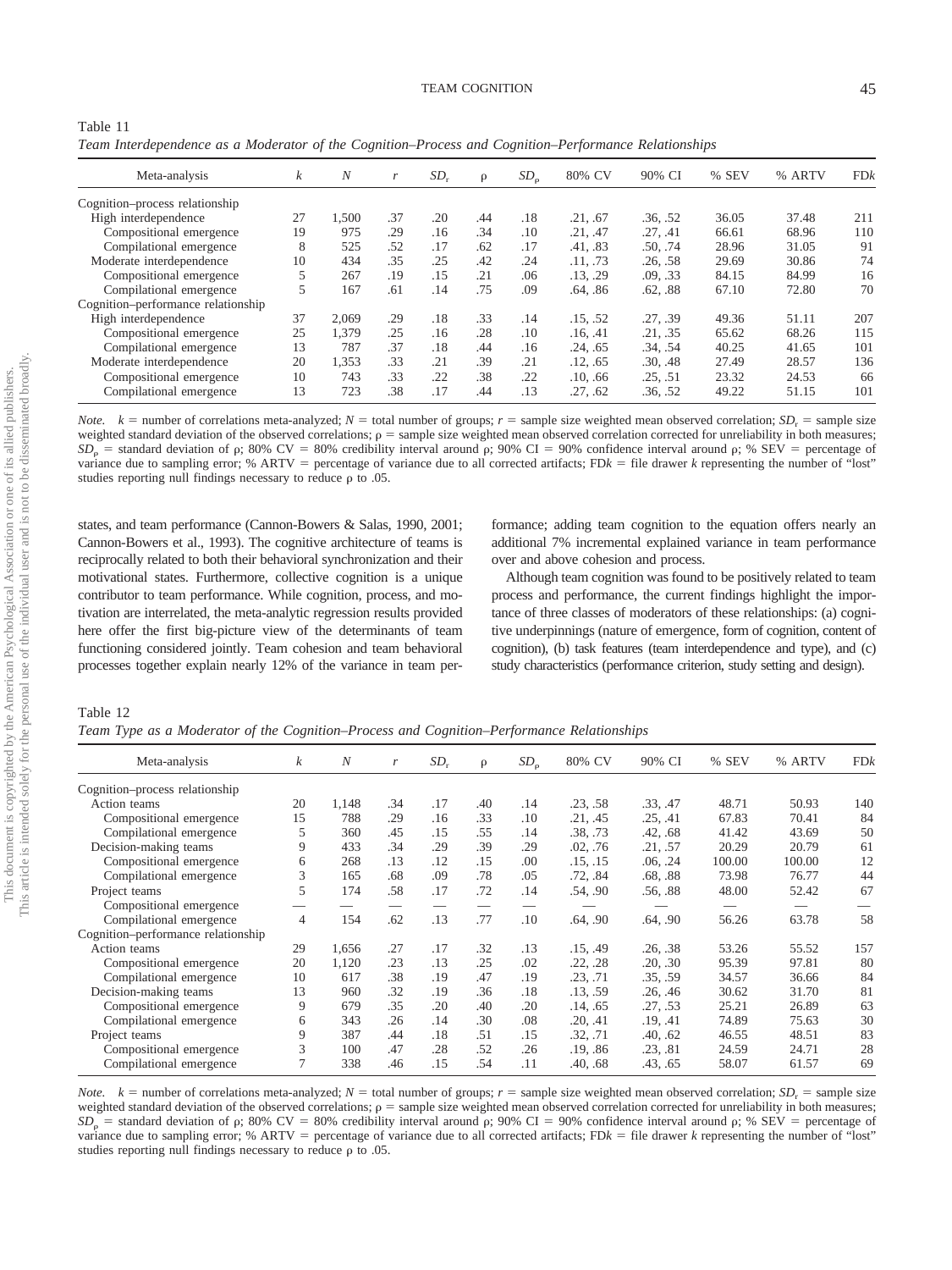Table 11

*Team Interdependence as a Moderator of the Cognition–Process and Cognition–Performance Relationships*

| Meta-analysis | $k$ | $N$ | $r$ | $SD_r$ | ρ | $SD_\rho$ | 80% CV | 90% CI | % SEV | % ARTV | FD$k$ |
|---|---|---|---|---|---|---|---|---|---|---|---|
| Cognition–process relationship | | | | | | | | | | | |
| High interdependence | 27 | 1,500 | .37 | .20 | .44 | .18 | .21, .67 | .36, .52 | 36.05 | 37.48 | 211 |
| Compositional emergence | 19 | 975 | .29 | .16 | .34 | .10 | .21, .47 | .27, .41 | 66.61 | 68.96 | 110 |
| Compilational emergence | 8 | 525 | .52 | .17 | .62 | .17 | .41, .83 | .50, .74 | 28.96 | 31.05 | 91 |
| Moderate interdependence | 10 | 434 | .35 | .25 | .42 | .24 | .11, .73 | .26, .58 | 29.69 | 30.86 | 74 |
| Compositional emergence | 5 | 267 | .19 | .15 | .21 | .06 | .13, .29 | .09, .33 | 84.15 | 84.99 | 16 |
| Compilational emergence | 5 | 167 | .61 | .14 | .75 | .09 | .64, .86 | .62, .88 | 67.10 | 72.80 | 70 |
| Cognition–performance relationship | | | | | | | | | | | |
| High interdependence | 37 | 2,069 | .29 | .18 | .33 | .14 | .15, .52 | .27, .39 | 49.36 | 51.11 | 207 |
| Compositional emergence | 25 | 1,379 | .25 | .16 | .28 | .10 | .16, .41 | .21, .35 | 65.62 | 68.26 | 115 |
| Compilational emergence | 13 | 787 | .37 | .18 | .44 | .16 | .24, .65 | .34, .54 | 40.25 | 41.65 | 101 |
| Moderate interdependence | 20 | 1,353 | .33 | .21 | .39 | .21 | .12, .65 | .30, .48 | 27.49 | 28.57 | 136 |
| Compositional emergence | 10 | 743 | .33 | .22 | .38 | .22 | .10, .66 | .25, .51 | 23.32 | 24.53 | 66 |
| Compilational emergence | 13 | 723 | .38 | .17 | .44 | .13 | .27, .62 | .36, .52 | 49.22 | 51.15 | 101 |

*Note.* $k$ = number of correlations meta-analyzed; $N$ = total number of groups; $r$ = sample size weighted mean observed correlation; $SD_r$ = sample size weighted standard deviation of the observed correlations; ρ = sample size weighted mean observed correlation corrected for unreliability in both measures; $SD_\rho$ = standard deviation of ρ; 80% CV = 80% credibility interval around ρ; 90% CI = 90% confidence interval around ρ; % SEV = percentage of variance due to sampling error; % ARTV = percentage of variance due to all corrected artifacts; FD$k$ = file drawer $k$ representing the number of "lost" studies reporting null findings necessary to reduce ρ to .05.

states, and team performance (Cannon-Bowers & Salas, 1990, 2001; Cannon-Bowers et al., 1993). The cognitive architecture of teams is reciprocally related to both their behavioral synchronization and their motivational states. Furthermore, collective cognition is a unique contributor to team performance. While cognition, process, and motivation are interrelated, the meta-analytic regression results provided here offer the first big-picture view of the determinants of team functioning considered jointly. Team cohesion and team behavioral processes together explain nearly 12% of the variance in team performance; adding team cognition to the equation offers nearly an additional 7% incremental explained variance in team performance over and above cohesion and process.

Although team cognition was found to be positively related to team process and performance, the current findings highlight the importance of three classes of moderators of these relationships: (a) cognitive underpinnings (nature of emergence, form of cognition, content of cognition), (b) task features (team interdependence and type), and (c) study characteristics (performance criterion, study setting and design).

Table 12

*Team Type as a Moderator of the Cognition–Process and Cognition–Performance Relationships*

| Meta-analysis | $k$ | $N$ | $r$ | $SD_r$ | ρ | $SD_\rho$ | 80% CV | 90% CI | % SEV | % ARTV | FD$k$ |
|---|---|---|---|---|---|---|---|---|---|---|---|
| Cognition–process relationship | | | | | | | | | | | |
| Action teams | 20 | 1,148 | .34 | .17 | .40 | .14 | .23, .58 | .33, .47 | 48.71 | 50.93 | 140 |
| Compositional emergence | 15 | 788 | .29 | .16 | .33 | .10 | .21, .45 | .25, .41 | 67.83 | 70.41 | 84 |
| Compilational emergence | 5 | 360 | .45 | .15 | .55 | .14 | .38, .73 | .42, .68 | 41.42 | 43.69 | 50 |
| Decision-making teams | 9 | 433 | .34 | .29 | .39 | .29 | .02, .76 | .21, .57 | 20.29 | 20.79 | 61 |
| Compositional emergence | 6 | 268 | .13 | .12 | .15 | .00 | .15, .15 | .06, .24 | 100.00 | 100.00 | 12 |
| Compilational emergence | 3 | 165 | .68 | .09 | .78 | .05 | .72, .84 | .68, .88 | 73.98 | 76.77 | 44 |
| Project teams | 5 | 174 | .58 | .17 | .72 | .14 | .54, .90 | .56, .88 | 48.00 | 52.42 | 67 |
| Compositional emergence | — | — | — | — | — | — | — | — | — | — | — |
| Compilational emergence | 4 | 154 | .62 | .13 | .77 | .10 | .64, .90 | .64, .90 | 56.26 | 63.78 | 58 |
| Cognition–performance relationship | | | | | | | | | | | |
| Action teams | 29 | 1,656 | .27 | .17 | .32 | .13 | .15, .49 | .26, .38 | 53.26 | 55.52 | 157 |
| Compositional emergence | 20 | 1,120 | .23 | .13 | .25 | .02 | .22, .28 | .20, .30 | 95.39 | 97.81 | 80 |
| Compilational emergence | 10 | 617 | .38 | .19 | .47 | .19 | .23, .71 | .35, .59 | 34.57 | 36.66 | 84 |
| Decision-making teams | 13 | 960 | .32 | .19 | .36 | .18 | .13, .59 | .26, .46 | 30.62 | 31.70 | 81 |
| Compositional emergence | 9 | 679 | .35 | .20 | .40 | .20 | .14, .65 | .27, .53 | 25.21 | 26.89 | 63 |
| Compilational emergence | 6 | 343 | .26 | .14 | .30 | .08 | .20, .41 | .19, .41 | 74.89 | 75.63 | 30 |
| Project teams | 9 | 387 | .44 | .18 | .51 | .15 | .32, .71 | .40, .62 | 46.55 | 48.51 | 83 |
| Compositional emergence | 3 | 100 | .47 | .28 | .52 | .26 | .19, .86 | .23, .81 | 24.59 | 24.71 | 28 |
| Compilational emergence | 7 | 338 | .46 | .15 | .54 | .11 | .40, .68 | .43, .65 | 58.07 | 61.57 | 69 |

*Note.* $k$ = number of correlations meta-analyzed; $N$ = total number of groups; $r$ = sample size weighted mean observed correlation; $SD_r$ = sample size weighted standard deviation of the observed correlations; ρ = sample size weighted mean observed correlation corrected for unreliability in both measures; $SD_\rho$ = standard deviation of ρ; 80% CV = 80% credibility interval around ρ; 90% CI = 90% confidence interval around ρ; % SEV = percentage of variance due to sampling error; % ARTV = percentage of variance due to all corrected artifacts; FD$k$ = file drawer $k$ representing the number of "lost" studies reporting null findings necessary to reduce ρ to .05.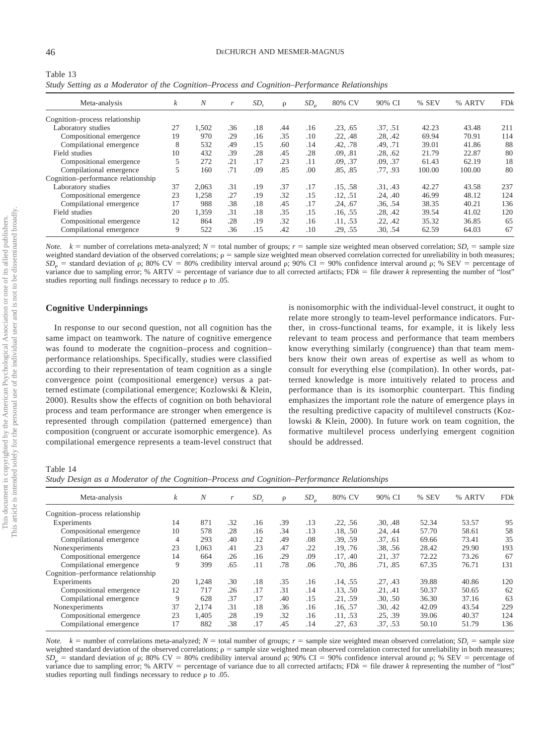Table 13
*Study Setting as a Moderator of the Cognition–Process and Cognition–Performance Relationships*

| Meta-analysis | $k$ | $N$ | $r$ | $SD_r$ | $\rho$ | $SD_\rho$ | 80% CV | 90% CI | % SEV | % ARTV | FD$k$ |
|---|---|---|---|---|---|---|---|---|---|---|---|
| Cognition–process relationship | | | | | | | | | | | |
| Laboratory studies | 27 | 1,502 | .36 | .18 | .44 | .16 | .23, .65 | .37, .51 | 42.23 | 43.48 | 211 |
| Compositional emergence | 19 | 970 | .29 | .16 | .35 | .10 | .22, .48 | .28, .42 | 69.94 | 70.91 | 114 |
| Compilational emergence | 8 | 532 | .49 | .15 | .60 | .14 | .42, .78 | .49, .71 | 39.01 | 41.86 | 88 |
| Field studies | 10 | 432 | .39 | .28 | .45 | .28 | .09, .81 | .28, .62 | 21.79 | 22.87 | 80 |
| Compositional emergence | 5 | 272 | .21 | .17 | .23 | .11 | .09, .37 | .09, .37 | 61.43 | 62.19 | 18 |
| Compilational emergence | 5 | 160 | .71 | .09 | .85 | .00 | .85, .85 | .77, .93 | 100.00 | 100.00 | 80 |
| Cognition–performance relationship | | | | | | | | | | | |
| Laboratory studies | 37 | 2,063 | .31 | .19 | .37 | .17 | .15, .58 | .31, .43 | 42.27 | 43.58 | 237 |
| Compositional emergence | 23 | 1,258 | .27 | .19 | .32 | .15 | .12, .51 | .24, .40 | 46.99 | 48.12 | 124 |
| Compilational emergence | 17 | 988 | .38 | .18 | .45 | .17 | .24, .67 | .36, .54 | 38.35 | 40.21 | 136 |
| Field studies | 20 | 1,359 | .31 | .18 | .35 | .15 | .16, .55 | .28, .42 | 39.54 | 41.02 | 120 |
| Compositional emergence | 12 | 864 | .28 | .19 | .32 | .16 | .11, .53 | .22, .42 | 35.32 | 36.85 | 65 |
| Compilational emergence | 9 | 522 | .36 | .15 | .42 | .10 | .29, .55 | .30, .54 | 62.59 | 64.03 | 67 |

*Note.* $k$ = number of correlations meta-analyzed; $N$ = total number of groups; $r$ = sample size weighted mean observed correlation; $SD_r$ = sample size weighted standard deviation of the observed correlations; $\rho$ = sample size weighted mean observed correlation corrected for unreliability in both measures; $SD_\rho$ = standard deviation of $\rho$; 80% CV = 80% credibility interval around $\rho$; 90% CI = 90% confidence interval around $\rho$; % SEV = percentage of variance due to sampling error; % ARTV = percentage of variance due to all corrected artifacts; FD$k$ = file drawer $k$ representing the number of "lost" studies reporting null findings necessary to reduce $\rho$ to .05.

## Cognitive Underpinnings

In response to our second question, not all cognition has the same impact on teamwork. The nature of cognitive emergence was found to moderate the cognition–process and cognition–performance relationships. Specifically, studies were classified according to their representation of team cognition as a single convergence point (compositional emergence) versus a patterned estimate (compilational emergence; Kozlowski & Klein, 2000). Results show the effects of cognition on both behavioral process and team performance are stronger when emergence is represented through compilation (patterned emergence) than composition (congruent or accurate isomorphic emergence). As compilational emergence represents a team-level construct that is nonisomorphic with the individual-level construct, it ought to relate more strongly to team-level performance indicators. Further, in cross-functional teams, for example, it is likely less relevant to team process and performance that team members know everything similarly (congruence) than that team members know their own areas of expertise as well as whom to consult for everything else (compilation). In other words, patterned knowledge is more intuitively related to process and performance than is its isomorphic counterpart. This finding emphasizes the important role the nature of emergence plays in the resulting predictive capacity of multilevel constructs (Kozlowski & Klein, 2000). In future work on team cognition, the formative multilevel process underlying emergent cognition should be addressed.

Table 14
*Study Design as a Moderator of the Cognition–Process and Cognition–Performance Relationships*

| Meta-analysis | $k$ | $N$ | $r$ | $SD_r$ | $\rho$ | $SD_\rho$ | 80% CV | 90% CI | % SEV | % ARTV | FD$k$ |
|---|---|---|---|---|---|---|---|---|---|---|---|
| Cognition–process relationship | | | | | | | | | | | |
| Experiments | 14 | 871 | .32 | .16 | .39 | .13 | .22, .56 | .30, .48 | 52.34 | 53.57 | 95 |
| Compositional emergence | 10 | 578 | .28 | .16 | .34 | .13 | .18, .50 | .24, .44 | 57.70 | 58.61 | 58 |
| Compilational emergence | 4 | 293 | .40 | .12 | .49 | .08 | .39, .59 | .37, .61 | 69.66 | 73.41 | 35 |
| Nonexperiments | 23 | 1,063 | .41 | .23 | .47 | .22 | .19, .76 | .38, .56 | 28.42 | 29.90 | 193 |
| Compositional emergence | 14 | 664 | .26 | .16 | .29 | .09 | .17, .40 | .21, .37 | 72.22 | 73.26 | 67 |
| Compilational emergence | 9 | 399 | .65 | .11 | .78 | .06 | .70, .86 | .71, .85 | 67.35 | 76.71 | 131 |
| Cognition–performance relationship | | | | | | | | | | | |
| Experiments | 20 | 1,248 | .30 | .18 | .35 | .16 | .14, .55 | .27, .43 | 39.88 | 40.86 | 120 |
| Compositional emergence | 12 | 717 | .26 | .17 | .31 | .14 | .13, .50 | .21, .41 | 50.37 | 50.65 | 62 |
| Compilational emergence | 9 | 628 | .37 | .17 | .40 | .15 | .21, .59 | .30, .50 | 36.30 | 37.16 | 63 |
| Nonexperiments | 37 | 2,174 | .31 | .18 | .36 | .16 | .16, .57 | .30, .42 | 42.09 | 43.54 | 229 |
| Compositional emergence | 23 | 1,405 | .28 | .19 | .32 | .16 | .11, .53 | .25, .39 | 39.06 | 40.37 | 124 |
| Compilational emergence | 17 | 882 | .38 | .17 | .45 | .14 | .27, .63 | .37, .53 | 50.10 | 51.79 | 136 |

*Note.* $k$ = number of correlations meta-analyzed; $N$ = total number of groups; $r$ = sample size weighted mean observed correlation; $SD_r$ = sample size weighted standard deviation of the observed correlations; $\rho$ = sample size weighted mean observed correlation corrected for unreliability in both measures; $SD_\rho$ = standard deviation of $\rho$; 80% CV = 80% credibility interval around $\rho$; 90% CI = 90% confidence interval around $\rho$; % SEV = percentage of variance due to sampling error; % ARTV = percentage of variance due to all corrected artifacts; FD$k$ = file drawer $k$ representing the number of "lost" studies reporting null findings necessary to reduce $\rho$ to .05.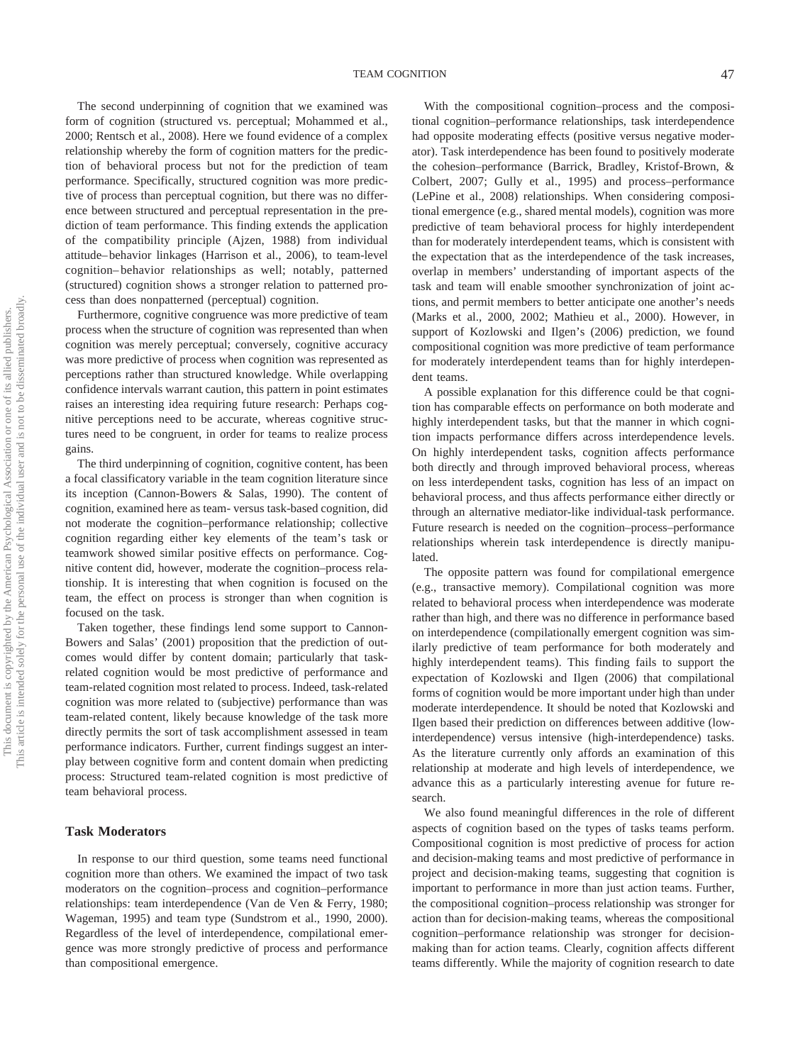The second underpinning of cognition that we examined was form of cognition (structured vs. perceptual; Mohammed et al., 2000; Rentsch et al., 2008). Here we found evidence of a complex relationship whereby the form of cognition matters for the prediction of behavioral process but not for the prediction of team performance. Specifically, structured cognition was more predictive of process than perceptual cognition, but there was no difference between structured and perceptual representation in the prediction of team performance. This finding extends the application of the compatibility principle (Ajzen, 1988) from individual attitude–behavior linkages (Harrison et al., 2006), to team-level cognition–behavior relationships as well; notably, patterned (structured) cognition shows a stronger relation to patterned process than does nonpatterned (perceptual) cognition.

Furthermore, cognitive congruence was more predictive of team process when the structure of cognition was represented than when cognition was merely perceptual; conversely, cognitive accuracy was more predictive of process when cognition was represented as perceptions rather than structured knowledge. While overlapping confidence intervals warrant caution, this pattern in point estimates raises an interesting idea requiring future research: Perhaps cognitive perceptions need to be accurate, whereas cognitive structures need to be congruent, in order for teams to realize process gains.

The third underpinning of cognition, cognitive content, has been a focal classificatory variable in the team cognition literature since its inception (Cannon-Bowers & Salas, 1990). The content of cognition, examined here as team- versus task-based cognition, did not moderate the cognition–performance relationship; collective cognition regarding either key elements of the team's task or teamwork showed similar positive effects on performance. Cognitive content did, however, moderate the cognition–process relationship. It is interesting that when cognition is focused on the team, the effect on process is stronger than when cognition is focused on the task.

Taken together, these findings lend some support to Cannon-Bowers and Salas' (2001) proposition that the prediction of outcomes would differ by content domain; particularly that task-related cognition would be most predictive of performance and team-related cognition most related to process. Indeed, task-related cognition was more related to (subjective) performance than was team-related content, likely because knowledge of the task more directly permits the sort of task accomplishment assessed in team performance indicators. Further, current findings suggest an interplay between cognitive form and content domain when predicting process: Structured team-related cognition is most predictive of team behavioral process.

## Task Moderators

In response to our third question, some teams need functional cognition more than others. We examined the impact of two task moderators on the cognition–process and cognition–performance relationships: team interdependence (Van de Ven & Ferry, 1980; Wageman, 1995) and team type (Sundstrom et al., 1990, 2000). Regardless of the level of interdependence, compilational emergence was more strongly predictive of process and performance than compositional emergence.

With the compositional cognition–process and the compositional cognition–performance relationships, task interdependence had opposite moderating effects (positive versus negative moderator). Task interdependence has been found to positively moderate the cohesion–performance (Barrick, Bradley, Kristof-Brown, & Colbert, 2007; Gully et al., 1995) and process–performance (LePine et al., 2008) relationships. When considering compositional emergence (e.g., shared mental models), cognition was more predictive of team behavioral process for highly interdependent than for moderately interdependent teams, which is consistent with the expectation that as the interdependence of the task increases, overlap in members' understanding of important aspects of the task and team will enable smoother synchronization of joint actions, and permit members to better anticipate one another's needs (Marks et al., 2000, 2002; Mathieu et al., 2000). However, in support of Kozlowski and Ilgen's (2006) prediction, we found compositional cognition was more predictive of team performance for moderately interdependent teams than for highly interdependent teams.

A possible explanation for this difference could be that cognition has comparable effects on performance on both moderate and highly interdependent tasks, but that the manner in which cognition impacts performance differs across interdependence levels. On highly interdependent tasks, cognition affects performance both directly and through improved behavioral process, whereas on less interdependent tasks, cognition has less of an impact on behavioral process, and thus affects performance either directly or through an alternative mediator-like individual-task performance. Future research is needed on the cognition–process–performance relationships wherein task interdependence is directly manipulated.

The opposite pattern was found for compilational emergence (e.g., transactive memory). Compilational cognition was more related to behavioral process when interdependence was moderate rather than high, and there was no difference in performance based on interdependence (compilationally emergent cognition was similarly predictive of team performance for both moderately and highly interdependent teams). This finding fails to support the expectation of Kozlowski and Ilgen (2006) that compilational forms of cognition would be more important under high than under moderate interdependence. It should be noted that Kozlowski and Ilgen based their prediction on differences between additive (low-interdependence) versus intensive (high-interdependence) tasks. As the literature currently only affords an examination of this relationship at moderate and high levels of interdependence, we advance this as a particularly interesting avenue for future research.

We also found meaningful differences in the role of different aspects of cognition based on the types of tasks teams perform. Compositional cognition is most predictive of process for action and decision-making teams and most predictive of performance in project and decision-making teams, suggesting that cognition is important to performance in more than just action teams. Further, the compositional cognition–process relationship was stronger for action than for decision-making teams, whereas the compositional cognition–performance relationship was stronger for decision-making than for action teams. Clearly, cognition affects different teams differently. While the majority of cognition research to date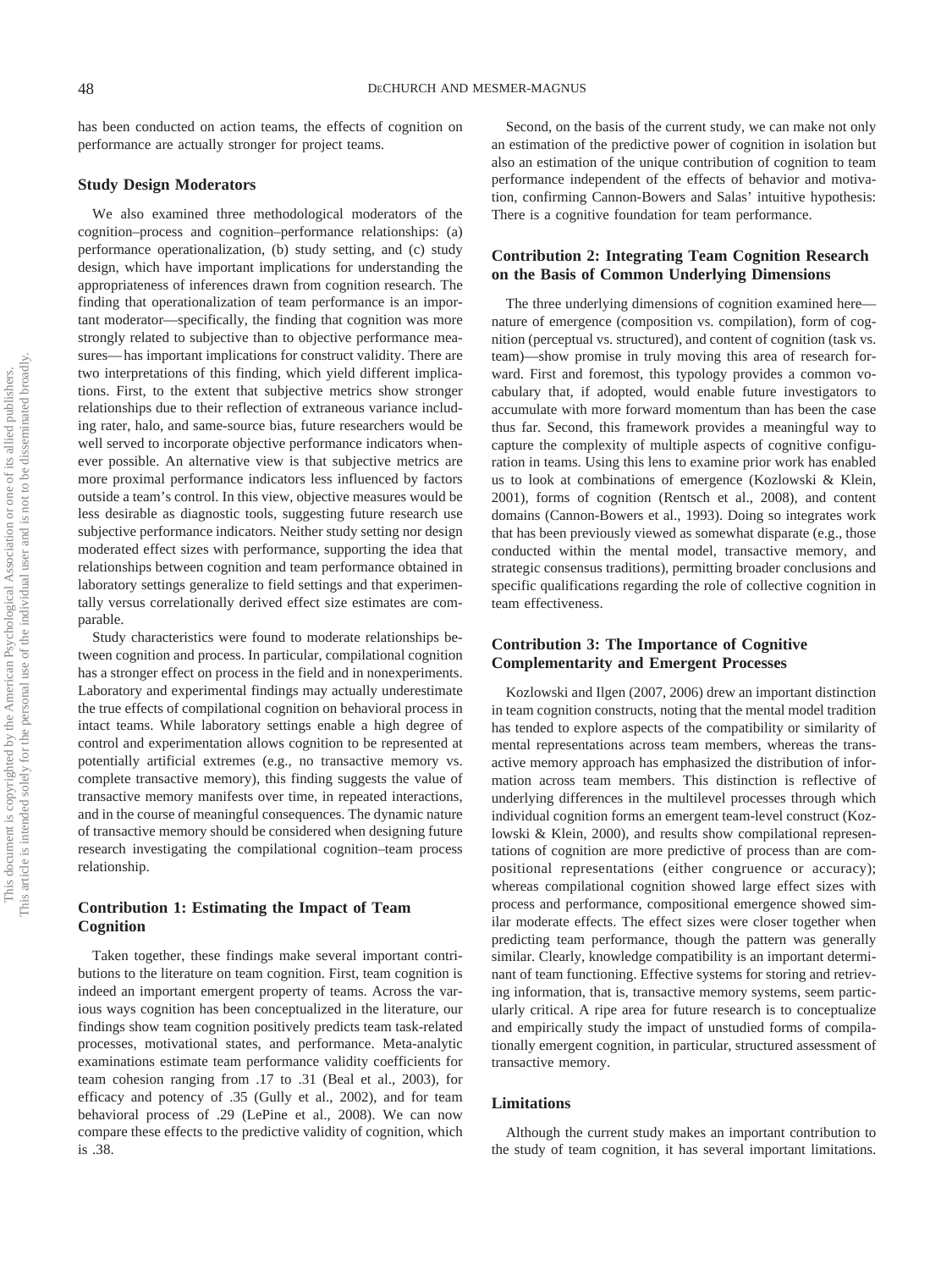has been conducted on action teams, the effects of cognition on performance are actually stronger for project teams.

### Study Design Moderators

We also examined three methodological moderators of the cognition–process and cognition–performance relationships: (a) performance operationalization, (b) study setting, and (c) study design, which have important implications for understanding the appropriateness of inferences drawn from cognition research. The finding that operationalization of team performance is an important moderator—specifically, the finding that cognition was more strongly related to subjective than to objective performance measures—has important implications for construct validity. There are two interpretations of this finding, which yield different implications. First, to the extent that subjective metrics show stronger relationships due to their reflection of extraneous variance including rater, halo, and same-source bias, future researchers would be well served to incorporate objective performance indicators whenever possible. An alternative view is that subjective metrics are more proximal performance indicators less influenced by factors outside a team's control. In this view, objective measures would be less desirable as diagnostic tools, suggesting future research use subjective performance indicators. Neither study setting nor design moderated effect sizes with performance, supporting the idea that relationships between cognition and team performance obtained in laboratory settings generalize to field settings and that experimentally versus correlationally derived effect size estimates are comparable.

Study characteristics were found to moderate relationships between cognition and process. In particular, compilational cognition has a stronger effect on process in the field and in nonexperiments. Laboratory and experimental findings may actually underestimate the true effects of compilational cognition on behavioral process in intact teams. While laboratory settings enable a high degree of control and experimentation allows cognition to be represented at potentially artificial extremes (e.g., no transactive memory vs. complete transactive memory), this finding suggests the value of transactive memory manifests over time, in repeated interactions, and in the course of meaningful consequences. The dynamic nature of transactive memory should be considered when designing future research investigating the compilational cognition–team process relationship.

### Contribution 1: Estimating the Impact of Team Cognition

Taken together, these findings make several important contributions to the literature on team cognition. First, team cognition is indeed an important emergent property of teams. Across the various ways cognition has been conceptualized in the literature, our findings show team cognition positively predicts team task-related processes, motivational states, and performance. Meta-analytic examinations estimate team performance validity coefficients for team cohesion ranging from .17 to .31 (Beal et al., 2003), for efficacy and potency of .35 (Gully et al., 2002), and for team behavioral process of .29 (LePine et al., 2008). We can now compare these effects to the predictive validity of cognition, which is .38.

Second, on the basis of the current study, we can make not only an estimation of the predictive power of cognition in isolation but also an estimation of the unique contribution of cognition to team performance independent of the effects of behavior and motivation, confirming Cannon-Bowers and Salas' intuitive hypothesis: There is a cognitive foundation for team performance.

### Contribution 2: Integrating Team Cognition Research on the Basis of Common Underlying Dimensions

The three underlying dimensions of cognition examined here—nature of emergence (composition vs. compilation), form of cognition (perceptual vs. structured), and content of cognition (task vs. team)—show promise in truly moving this area of research forward. First and foremost, this typology provides a common vocabulary that, if adopted, would enable future investigators to accumulate with more forward momentum than has been the case thus far. Second, this framework provides a meaningful way to capture the complexity of multiple aspects of cognitive configuration in teams. Using this lens to examine prior work has enabled us to look at combinations of emergence (Kozlowski & Klein, 2001), forms of cognition (Rentsch et al., 2008), and content domains (Cannon-Bowers et al., 1993). Doing so integrates work that has been previously viewed as somewhat disparate (e.g., those conducted within the mental model, transactive memory, and strategic consensus traditions), permitting broader conclusions and specific qualifications regarding the role of collective cognition in team effectiveness.

### Contribution 3: The Importance of Cognitive Complementarity and Emergent Processes

Kozlowski and Ilgen (2007, 2006) drew an important distinction in team cognition constructs, noting that the mental model tradition has tended to explore aspects of the compatibility or similarity of mental representations across team members, whereas the transactive memory approach has emphasized the distribution of information across team members. This distinction is reflective of underlying differences in the multilevel processes through which individual cognition forms an emergent team-level construct (Kozlowski & Klein, 2000), and results show compilational representations of cognition are more predictive of process than are compositional representations (either congruence or accuracy); whereas compilational cognition showed large effect sizes with process and performance, compositional emergence showed similar moderate effects. The effect sizes were closer together when predicting team performance, though the pattern was generally similar. Clearly, knowledge compatibility is an important determinant of team functioning. Effective systems for storing and retrieving information, that is, transactive memory systems, seem particularly critical. A ripe area for future research is to conceptualize and empirically study the impact of unstudied forms of compilationally emergent cognition, in particular, structured assessment of transactive memory.

### Limitations

Although the current study makes an important contribution to the study of team cognition, it has several important limitations.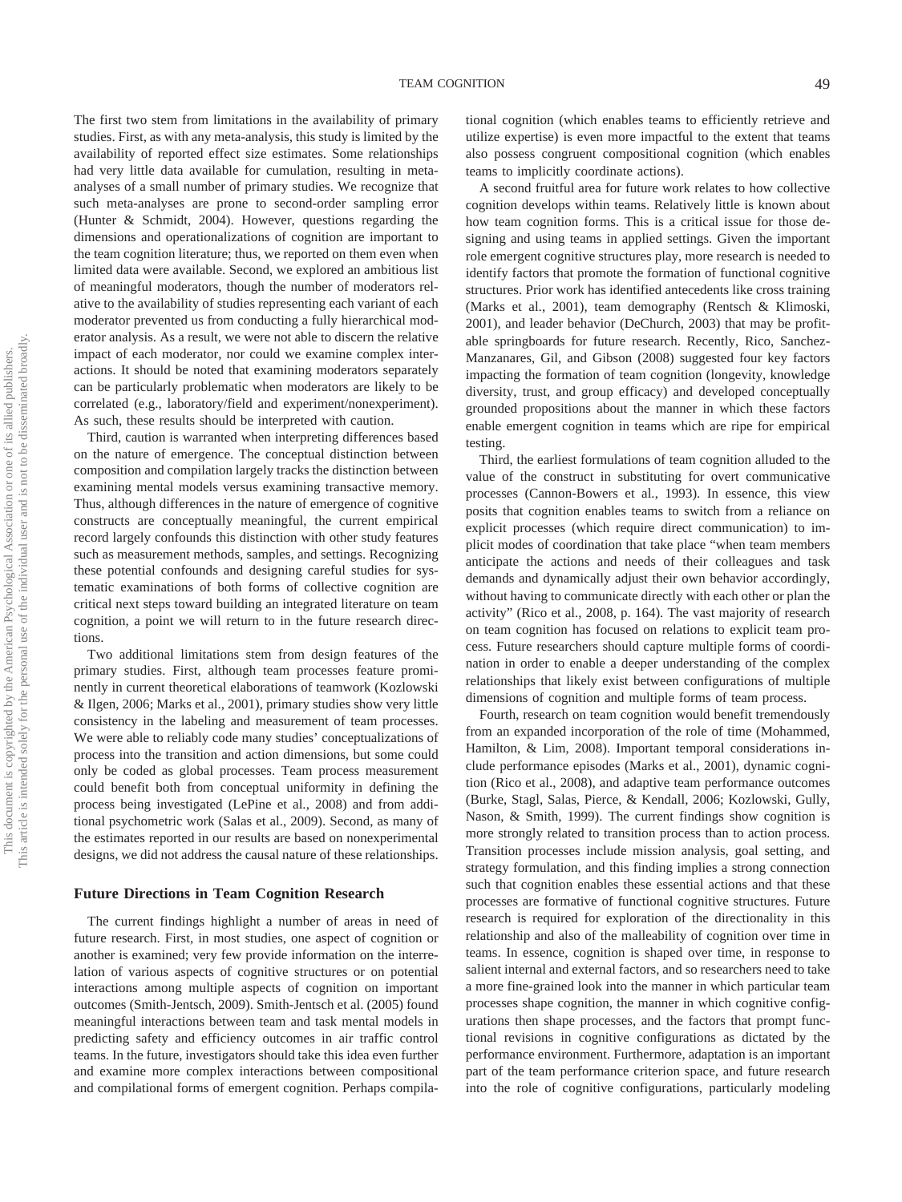The first two stem from limitations in the availability of primary studies. First, as with any meta-analysis, this study is limited by the availability of reported effect size estimates. Some relationships had very little data available for cumulation, resulting in meta-analyses of a small number of primary studies. We recognize that such meta-analyses are prone to second-order sampling error (Hunter & Schmidt, 2004). However, questions regarding the dimensions and operationalizations of cognition are important to the team cognition literature; thus, we reported on them even when limited data were available. Second, we explored an ambitious list of meaningful moderators, though the number of moderators relative to the availability of studies representing each variant of each moderator prevented us from conducting a fully hierarchical moderator analysis. As a result, we were not able to discern the relative impact of each moderator, nor could we examine complex interactions. It should be noted that examining moderators separately can be particularly problematic when moderators are likely to be correlated (e.g., laboratory/field and experiment/nonexperiment). As such, these results should be interpreted with caution.

Third, caution is warranted when interpreting differences based on the nature of emergence. The conceptual distinction between composition and compilation largely tracks the distinction between examining mental models versus examining transactive memory. Thus, although differences in the nature of emergence of cognitive constructs are conceptually meaningful, the current empirical record largely confounds this distinction with other study features such as measurement methods, samples, and settings. Recognizing these potential confounds and designing careful studies for systematic examinations of both forms of collective cognition are critical next steps toward building an integrated literature on team cognition, a point we will return to in the future research directions.

Two additional limitations stem from design features of the primary studies. First, although team processes feature prominently in current theoretical elaborations of teamwork (Kozlowski & Ilgen, 2006; Marks et al., 2001), primary studies show very little consistency in the labeling and measurement of team processes. We were able to reliably code many studies' conceptualizations of process into the transition and action dimensions, but some could only be coded as global processes. Team process measurement could benefit both from conceptual uniformity in defining the process being investigated (LePine et al., 2008) and from additional psychometric work (Salas et al., 2009). Second, as many of the estimates reported in our results are based on nonexperimental designs, we did not address the causal nature of these relationships.

## Future Directions in Team Cognition Research

The current findings highlight a number of areas in need of future research. First, in most studies, one aspect of cognition or another is examined; very few provide information on the interrelation of various aspects of cognitive structures or on potential interactions among multiple aspects of cognition on important outcomes (Smith-Jentsch, 2009). Smith-Jentsch et al. (2005) found meaningful interactions between team and task mental models in predicting safety and efficiency outcomes in air traffic control teams. In the future, investigators should take this idea even further and examine more complex interactions between compositional and compilational forms of emergent cognition. Perhaps compilational cognition (which enables teams to efficiently retrieve and utilize expertise) is even more impactful to the extent that teams also possess congruent compositional cognition (which enables teams to implicitly coordinate actions).

A second fruitful area for future work relates to how collective cognition develops within teams. Relatively little is known about how team cognition forms. This is a critical issue for those designing and using teams in applied settings. Given the important role emergent cognitive structures play, more research is needed to identify factors that promote the formation of functional cognitive structures. Prior work has identified antecedents like cross training (Marks et al., 2001), team demography (Rentsch & Klimoski, 2001), and leader behavior (DeChurch, 2003) that may be profitable springboards for future research. Recently, Rico, Sanchez-Manzanares, Gil, and Gibson (2008) suggested four key factors impacting the formation of team cognition (longevity, knowledge diversity, trust, and group efficacy) and developed conceptually grounded propositions about the manner in which these factors enable emergent cognition in teams which are ripe for empirical testing.

Third, the earliest formulations of team cognition alluded to the value of the construct in substituting for overt communicative processes (Cannon-Bowers et al., 1993). In essence, this view posits that cognition enables teams to switch from a reliance on explicit processes (which require direct communication) to implicit modes of coordination that take place "when team members anticipate the actions and needs of their colleagues and task demands and dynamically adjust their own behavior accordingly, without having to communicate directly with each other or plan the activity" (Rico et al., 2008, p. 164). The vast majority of research on team cognition has focused on relations to explicit team process. Future researchers should capture multiple forms of coordination in order to enable a deeper understanding of the complex relationships that likely exist between configurations of multiple dimensions of cognition and multiple forms of team process.

Fourth, research on team cognition would benefit tremendously from an expanded incorporation of the role of time (Mohammed, Hamilton, & Lim, 2008). Important temporal considerations include performance episodes (Marks et al., 2001), dynamic cognition (Rico et al., 2008), and adaptive team performance outcomes (Burke, Stagl, Salas, Pierce, & Kendall, 2006; Kozlowski, Gully, Nason, & Smith, 1999). The current findings show cognition is more strongly related to transition process than to action process. Transition processes include mission analysis, goal setting, and strategy formulation, and this finding implies a strong connection such that cognition enables these essential actions and that these processes are formative of functional cognitive structures. Future research is required for exploration of the directionality in this relationship and also of the malleability of cognition over time in teams. In essence, cognition is shaped over time, in response to salient internal and external factors, and so researchers need to take a more fine-grained look into the manner in which particular team processes shape cognition, the manner in which cognitive configurations then shape processes, and the factors that prompt functional revisions in cognitive configurations as dictated by the performance environment. Furthermore, adaptation is an important part of the team performance criterion space, and future research into the role of cognitive configurations, particularly modeling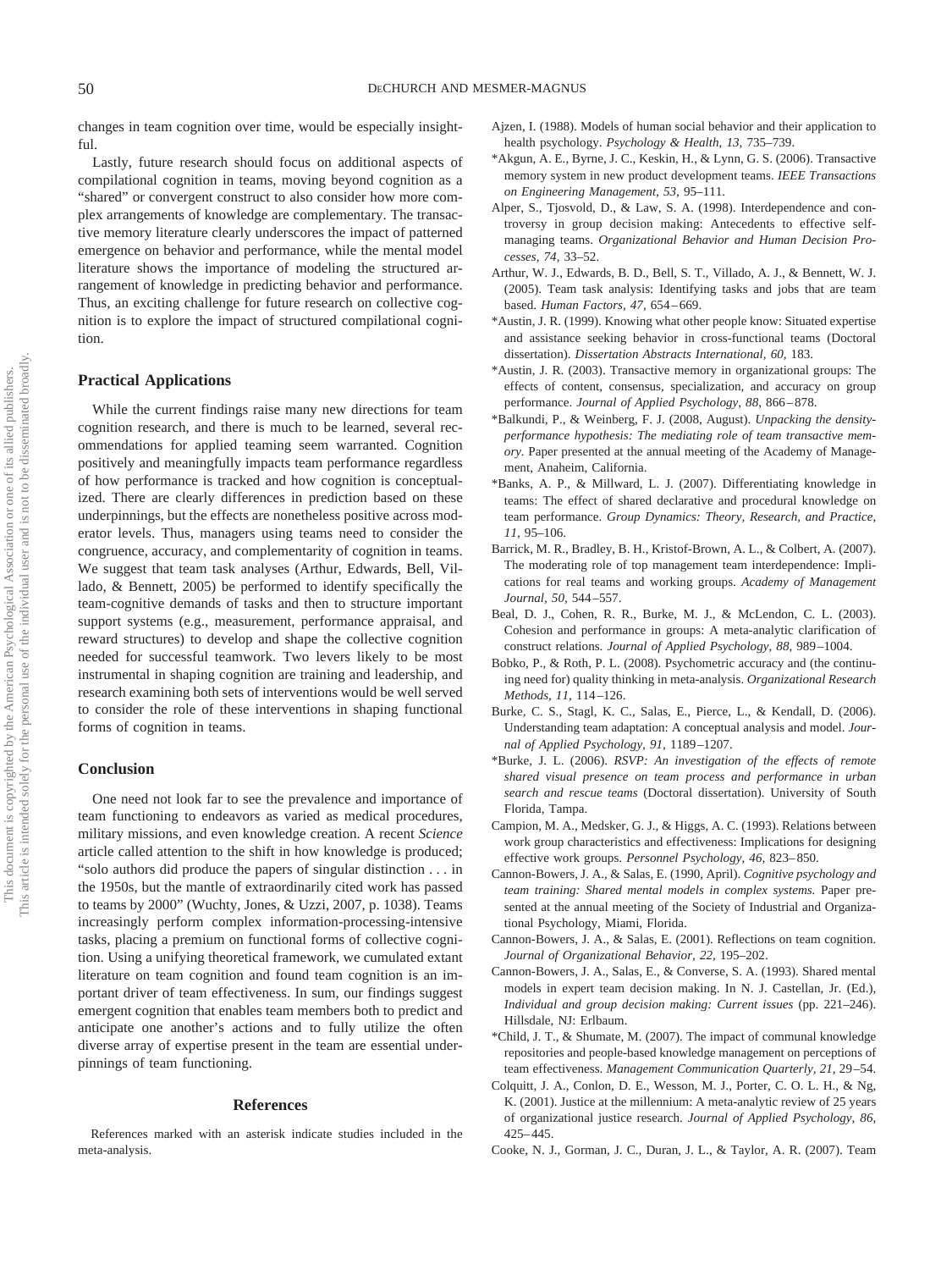changes in team cognition over time, would be especially insightful.

Lastly, future research should focus on additional aspects of compilational cognition in teams, moving beyond cognition as a "shared" or convergent construct to also consider how more complex arrangements of knowledge are complementary. The transactive memory literature clearly underscores the impact of patterned emergence on behavior and performance, while the mental model literature shows the importance of modeling the structured arrangement of knowledge in predicting behavior and performance. Thus, an exciting challenge for future research on collective cognition is to explore the impact of structured compilational cognition.

## Practical Applications

While the current findings raise many new directions for team cognition research, and there is much to be learned, several recommendations for applied teaming seem warranted. Cognition positively and meaningfully impacts team performance regardless of how performance is tracked and how cognition is conceptualized. There are clearly differences in prediction based on these underpinnings, but the effects are nonetheless positive across moderator levels. Thus, managers using teams need to consider the congruence, accuracy, and complementarity of cognition in teams. We suggest that team task analyses (Arthur, Edwards, Bell, Villado, & Bennett, 2005) be performed to identify specifically the team-cognitive demands of tasks and then to structure important support systems (e.g., measurement, performance appraisal, and reward structures) to develop and shape the collective cognition needed for successful teamwork. Two levers likely to be most instrumental in shaping cognition are training and leadership, and research examining both sets of interventions would be well served to consider the role of these interventions in shaping functional forms of cognition in teams.

## Conclusion

One need not look far to see the prevalence and importance of team functioning to endeavors as varied as medical procedures, military missions, and even knowledge creation. A recent *Science* article called attention to the shift in how knowledge is produced; "solo authors did produce the papers of singular distinction . . . in the 1950s, but the mantle of extraordinarily cited work has passed to teams by 2000" (Wuchty, Jones, & Uzzi, 2007, p. 1038). Teams increasingly perform complex information-processing-intensive tasks, placing a premium on functional forms of collective cognition. Using a unifying theoretical framework, we cumulated extant literature on team cognition and found team cognition is an important driver of team effectiveness. In sum, our findings suggest emergent cognition that enables team members both to predict and anticipate one another's actions and to fully utilize the often diverse array of expertise present in the team are essential underpinnings of team functioning.

## References

References marked with an asterisk indicate studies included in the meta-analysis.

Ajzen, I. (1988). Models of human social behavior and their application to health psychology. *Psychology & Health, 13,* 735–739.

*Akgun, A. E., Byrne, J. C., Keskin, H., & Lynn, G. S. (2006). Transactive memory system in new product development teams. *IEEE Transactions on Engineering Management, 53,* 95–111.

Alper, S., Tjosvold, D., & Law, S. A. (1998). Interdependence and controversy in group decision making: Antecedents to effective self-managing teams. *Organizational Behavior and Human Decision Processes, 74,* 33–52.

Arthur, W. J., Edwards, B. D., Bell, S. T., Villado, A. J., & Bennett, W. J. (2005). Team task analysis: Identifying tasks and jobs that are team based. *Human Factors, 47,* 654–669.

*Austin, J. R. (1999). Knowing what other people know: Situated expertise and assistance seeking behavior in cross-functional teams (Doctoral dissertation). *Dissertation Abstracts International, 60,* 183.

*Austin, J. R. (2003). Transactive memory in organizational groups: The effects of content, consensus, specialization, and accuracy on group performance. *Journal of Applied Psychology, 88,* 866–878.

*Balkundi, P., & Weinberg, F. J. (2008, August). *Unpacking the density-performance hypothesis: The mediating role of team transactive memory.* Paper presented at the annual meeting of the Academy of Management, Anaheim, California.

*Banks, A. P., & Millward, L. J. (2007). Differentiating knowledge in teams: The effect of shared declarative and procedural knowledge on team performance. *Group Dynamics: Theory, Research, and Practice, 11,* 95–106.

Barrick, M. R., Bradley, B. H., Kristof-Brown, A. L., & Colbert, A. (2007). The moderating role of top management team interdependence: Implications for real teams and working groups. *Academy of Management Journal, 50,* 544–557.

Beal, D. J., Cohen, R. R., Burke, M. J., & McLendon, C. L. (2003). Cohesion and performance in groups: A meta-analytic clarification of construct relations. *Journal of Applied Psychology, 88,* 989–1004.

Bobko, P., & Roth, P. L. (2008). Psychometric accuracy and (the continuing need for) quality thinking in meta-analysis. *Organizational Research Methods, 11,* 114–126.

Burke, C. S., Stagl, K. C., Salas, E., Pierce, L., & Kendall, D. (2006). Understanding team adaptation: A conceptual analysis and model. *Journal of Applied Psychology, 91,* 1189–1207.

*Burke, J. L. (2006). *RSVP: An investigation of the effects of remote shared visual presence on team process and performance in urban search and rescue teams* (Doctoral dissertation). University of South Florida, Tampa.

Campion, M. A., Medsker, G. J., & Higgs, A. C. (1993). Relations between work group characteristics and effectiveness: Implications for designing effective work groups. *Personnel Psychology, 46,* 823–850.

Cannon-Bowers, J. A., & Salas, E. (1990, April). *Cognitive psychology and team training: Shared mental models in complex systems.* Paper presented at the annual meeting of the Society of Industrial and Organizational Psychology, Miami, Florida.

Cannon-Bowers, J. A., & Salas, E. (2001). Reflections on team cognition. *Journal of Organizational Behavior, 22,* 195–202.

Cannon-Bowers, J. A., Salas, E., & Converse, S. A. (1993). Shared mental models in expert team decision making. In N. J. Castellan, Jr. (Ed.), *Individual and group decision making: Current issues* (pp. 221–246). Hillsdale, NJ: Erlbaum.

*Child, J. T., & Shumate, M. (2007). The impact of communal knowledge repositories and people-based knowledge management on perceptions of team effectiveness. *Management Communication Quarterly, 21,* 29–54.

Colquitt, J. A., Conlon, D. E., Wesson, M. J., Porter, C. O. L. H., & Ng, K. (2001). Justice at the millennium: A meta-analytic review of 25 years of organizational justice research. *Journal of Applied Psychology, 86,* 425–445.

Cooke, N. J., Gorman, J. C., Duran, J. L., & Taylor, A. R. (2007). Team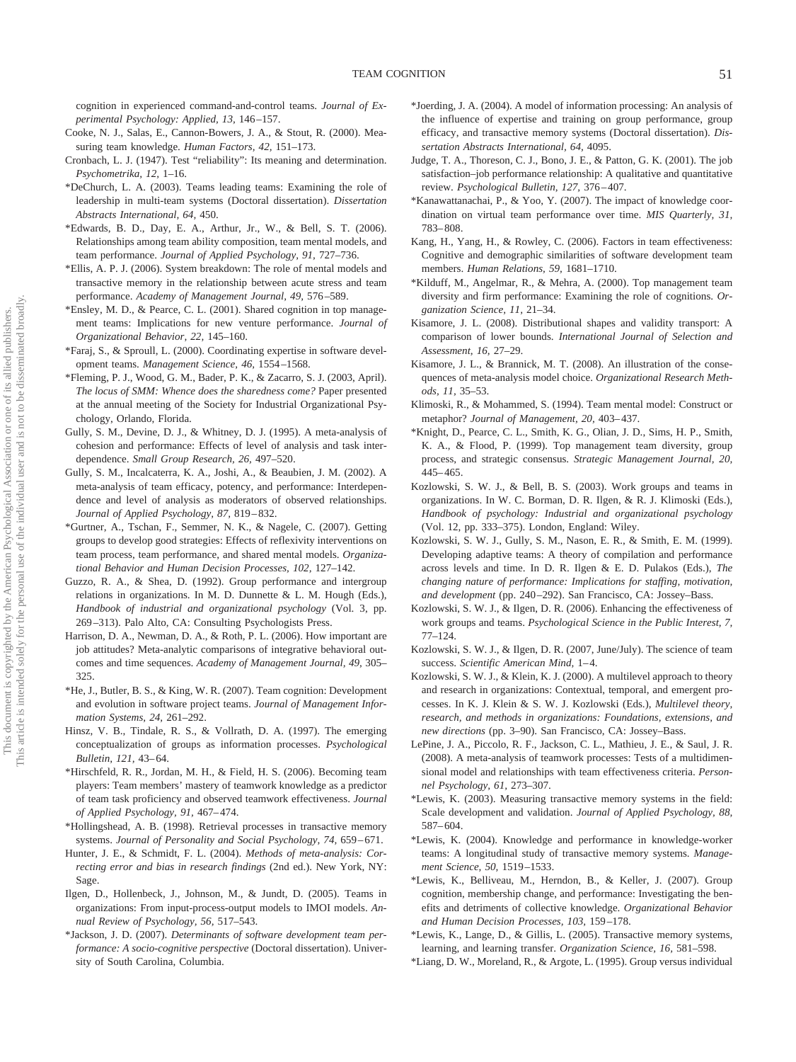cognition in experienced command-and-control teams. *Journal of Experimental Psychology: Applied, 13,* 146–157.

Cooke, N. J., Salas, E., Cannon-Bowers, J. A., & Stout, R. (2000). Measuring team knowledge. *Human Factors, 42,* 151–173.

Cronbach, L. J. (1947). Test "reliability": Its meaning and determination. *Psychometrika, 12,* 1–16.

*DeChurch, L. A. (2003). Teams leading teams: Examining the role of leadership in multi-team systems (Doctoral dissertation). *Dissertation Abstracts International, 64,* 450.

*Edwards, B. D., Day, E. A., Arthur, Jr., W., & Bell, S. T. (2006). Relationships among team ability composition, team mental models, and team performance. *Journal of Applied Psychology, 91,* 727–736.

*Ellis, A. P. J. (2006). System breakdown: The role of mental models and transactive memory in the relationship between acute stress and team performance. *Academy of Management Journal, 49,* 576–589.

*Ensley, M. D., & Pearce, C. L. (2001). Shared cognition in top management teams: Implications for new venture performance. *Journal of Organizational Behavior, 22,* 145–160.

*Faraj, S., & Sproull, L. (2000). Coordinating expertise in software development teams. *Management Science, 46,* 1554–1568.

*Fleming, P. J., Wood, G. M., Bader, P. K., & Zacarro, S. J. (2003, April). *The locus of SMM: Whence does the sharedness come?* Paper presented at the annual meeting of the Society for Industrial Organizational Psychology, Orlando, Florida.

Gully, S. M., Devine, D. J., & Whitney, D. J. (1995). A meta-analysis of cohesion and performance: Effects of level of analysis and task interdependence. *Small Group Research, 26,* 497–520.

Gully, S. M., Incalcaterra, K. A., Joshi, A., & Beaubien, J. M. (2002). A meta-analysis of team efficacy, potency, and performance: Interdependence and level of analysis as moderators of observed relationships. *Journal of Applied Psychology, 87,* 819–832.

*Gurtner, A., Tschan, F., Semmer, N. K., & Nagele, C. (2007). Getting groups to develop good strategies: Effects of reflexivity interventions on team process, team performance, and shared mental models. *Organizational Behavior and Human Decision Processes, 102,* 127–142.

Guzzo, R. A., & Shea, D. (1992). Group performance and intergroup relations in organizations. In M. D. Dunnette & L. M. Hough (Eds.), *Handbook of industrial and organizational psychology* (Vol. 3, pp. 269–313). Palo Alto, CA: Consulting Psychologists Press.

Harrison, D. A., Newman, D. A., & Roth, P. L. (2006). How important are job attitudes? Meta-analytic comparisons of integrative behavioral outcomes and time sequences. *Academy of Management Journal, 49,* 305–325.

*He, J., Butler, B. S., & King, W. R. (2007). Team cognition: Development and evolution in software project teams. *Journal of Management Information Systems, 24,* 261–292.

Hinsz, V. B., Tindale, R. S., & Vollrath, D. A. (1997). The emerging conceptualization of groups as information processes. *Psychological Bulletin, 121,* 43–64.

*Hirschfeld, R. R., Jordan, M. H., & Field, H. S. (2006). Becoming team players: Team members' mastery of teamwork knowledge as a predictor of team task proficiency and observed teamwork effectiveness. *Journal of Applied Psychology, 91,* 467–474.

*Hollingshead, A. B. (1998). Retrieval processes in transactive memory systems. *Journal of Personality and Social Psychology, 74,* 659–671.

Hunter, J. E., & Schmidt, F. L. (2004). *Methods of meta-analysis: Correcting error and bias in research findings* (2nd ed.). New York, NY: Sage.

Ilgen, D., Hollenbeck, J., Johnson, M., & Jundt, D. (2005). Teams in organizations: From input-process-output models to IMOI models. *Annual Review of Psychology, 56,* 517–543.

*Jackson, J. D. (2007). *Determinants of software development team performance: A socio-cognitive perspective* (Doctoral dissertation). University of South Carolina, Columbia.

*Joerding, J. A. (2004). A model of information processing: An analysis of the influence of expertise and training on group performance, group efficacy, and transactive memory systems (Doctoral dissertation). *Dissertation Abstracts International, 64,* 4095.

Judge, T. A., Thoreson, C. J., Bono, J. E., & Patton, G. K. (2001). The job satisfaction–job performance relationship: A qualitative and quantitative review. *Psychological Bulletin, 127,* 376–407.

*Kanawattanachai, P., & Yoo, Y. (2007). The impact of knowledge coordination on virtual team performance over time. *MIS Quarterly, 31,* 783–808.

Kang, H., Yang, H., & Rowley, C. (2006). Factors in team effectiveness: Cognitive and demographic similarities of software development team members. *Human Relations, 59,* 1681–1710.

*Kilduff, M., Angelmar, R., & Mehra, A. (2000). Top management team diversity and firm performance: Examining the role of cognitions. *Organization Science, 11,* 21–34.

Kisamore, J. L. (2008). Distributional shapes and validity transport: A comparison of lower bounds. *International Journal of Selection and Assessment, 16,* 27–29.

Kisamore, J. L., & Brannick, M. T. (2008). An illustration of the consequences of meta-analysis model choice. *Organizational Research Methods, 11,* 35–53.

Klimoski, R., & Mohammed, S. (1994). Team mental model: Construct or metaphor? *Journal of Management, 20,* 403–437.

*Knight, D., Pearce, C. L., Smith, K. G., Olian, J. D., Sims, H. P., Smith, K. A., & Flood, P. (1999). Top management team diversity, group process, and strategic consensus. *Strategic Management Journal, 20,* 445–465.

Kozlowski, S. W. J., & Bell, B. S. (2003). Work groups and teams in organizations. In W. C. Borman, D. R. Ilgen, & R. J. Klimoski (Eds.), *Handbook of psychology: Industrial and organizational psychology* (Vol. 12, pp. 333–375). London, England: Wiley.

Kozlowski, S. W. J., Gully, S. M., Nason, E. R., & Smith, E. M. (1999). Developing adaptive teams: A theory of compilation and performance across levels and time. In D. R. Ilgen & E. D. Pulakos (Eds.), *The changing nature of performance: Implications for staffing, motivation, and development* (pp. 240–292). San Francisco, CA: Jossey–Bass.

Kozlowski, S. W. J., & Ilgen, D. R. (2006). Enhancing the effectiveness of work groups and teams. *Psychological Science in the Public Interest, 7,* 77–124.

Kozlowski, S. W. J., & Ilgen, D. R. (2007, June/July). The science of team success. *Scientific American Mind,* 1–4.

Kozlowski, S. W. J., & Klein, K. J. (2000). A multilevel approach to theory and research in organizations: Contextual, temporal, and emergent processes. In K. J. Klein & S. W. J. Kozlowski (Eds.), *Multilevel theory, research, and methods in organizations: Foundations, extensions, and new directions* (pp. 3–90). San Francisco, CA: Jossey–Bass.

LePine, J. A., Piccolo, R. F., Jackson, C. L., Mathieu, J. E., & Saul, J. R. (2008). A meta-analysis of teamwork processes: Tests of a multidimensional model and relationships with team effectiveness criteria. *Personnel Psychology, 61,* 273–307.

*Lewis, K. (2003). Measuring transactive memory systems in the field: Scale development and validation. *Journal of Applied Psychology, 88,* 587–604.

*Lewis, K. (2004). Knowledge and performance in knowledge-worker teams: A longitudinal study of transactive memory systems. *Management Science, 50,* 1519–1533.

*Lewis, K., Belliveau, M., Herndon, B., & Keller, J. (2007). Group cognition, membership change, and performance: Investigating the benefits and detriments of collective knowledge. *Organizational Behavior and Human Decision Processes, 103,* 159–178.

*Lewis, K., Lange, D., & Gillis, L. (2005). Transactive memory systems, learning, and learning transfer. *Organization Science, 16,* 581–598.

*Liang, D. W., Moreland, R., & Argote, L. (1995). Group versus individual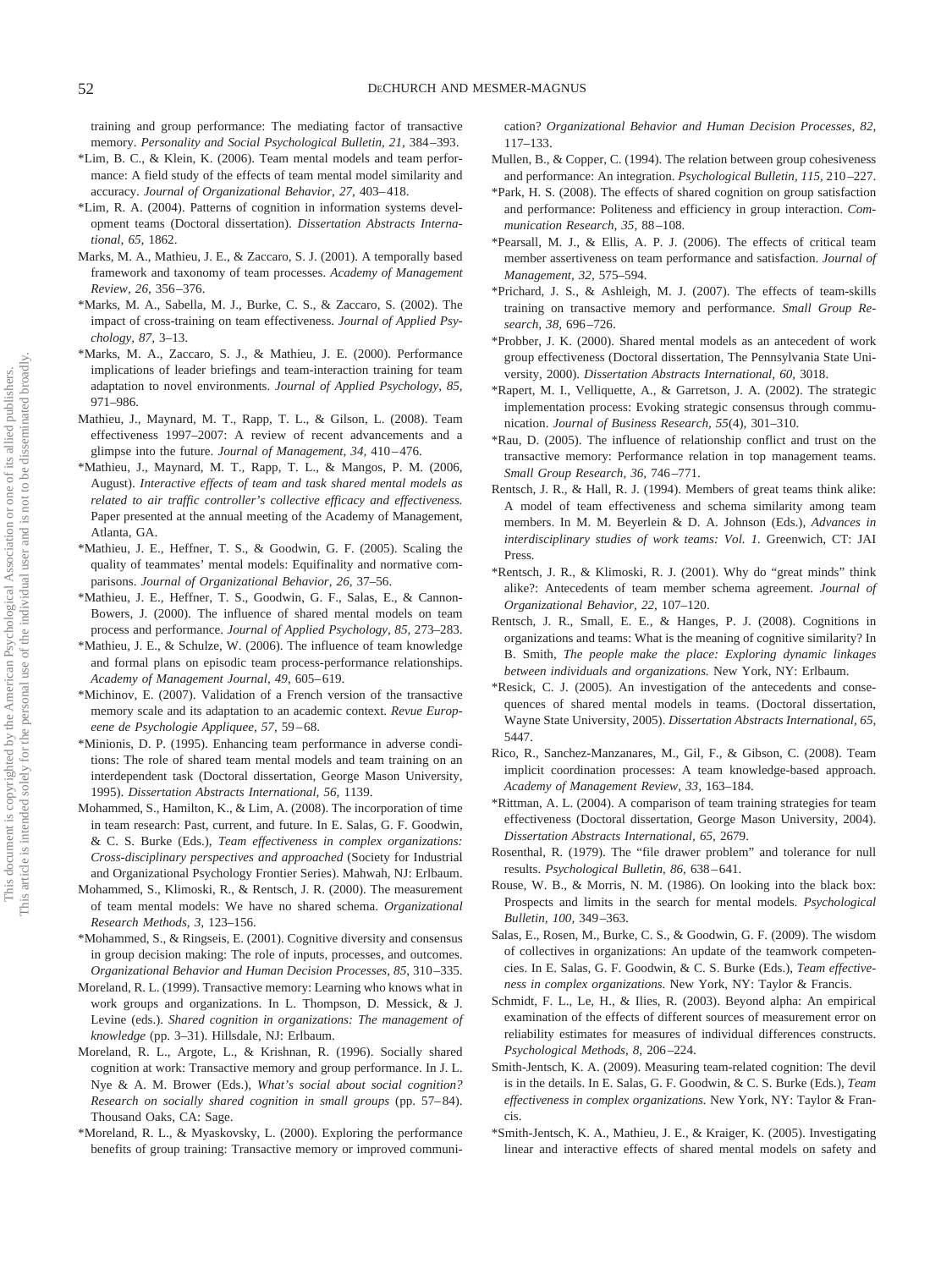training and group performance: The mediating factor of transactive memory. *Personality and Social Psychological Bulletin, 21,* 384–393.

*Lim, B. C., & Klein, K. (2006). Team mental models and team performance: A field study of the effects of team mental model similarity and accuracy. *Journal of Organizational Behavior, 27,* 403–418.

*Lim, R. A. (2004). Patterns of cognition in information systems development teams (Doctoral dissertation). *Dissertation Abstracts International, 65,* 1862.

Marks, M. A., Mathieu, J. E., & Zaccaro, S. J. (2001). A temporally based framework and taxonomy of team processes. *Academy of Management Review, 26,* 356–376.

*Marks, M. A., Sabella, M. J., Burke, C. S., & Zaccaro, S. (2002). The impact of cross-training on team effectiveness. *Journal of Applied Psychology, 87,* 3–13.

*Marks, M. A., Zaccaro, S. J., & Mathieu, J. E. (2000). Performance implications of leader briefings and team-interaction training for team adaptation to novel environments. *Journal of Applied Psychology, 85,* 971–986.

Mathieu, J., Maynard, M. T., Rapp, T. L., & Gilson, L. (2008). Team effectiveness 1997–2007: A review of recent advancements and a glimpse into the future. *Journal of Management, 34,* 410–476.

*Mathieu, J., Maynard, M. T., Rapp, T. L., & Mangos, P. M. (2006, August). *Interactive effects of team and task shared mental models as related to air traffic controller's collective efficacy and effectiveness.* Paper presented at the annual meeting of the Academy of Management, Atlanta, GA.

*Mathieu, J. E., Heffner, T. S., & Goodwin, G. F. (2005). Scaling the quality of teammates' mental models: Equifinality and normative comparisons. *Journal of Organizational Behavior, 26,* 37–56.

*Mathieu, J. E., Heffner, T. S., Goodwin, G. F., Salas, E., & Cannon-Bowers, J. (2000). The influence of shared mental models on team process and performance. *Journal of Applied Psychology, 85,* 273–283.

*Mathieu, J. E., & Schulze, W. (2006). The influence of team knowledge and formal plans on episodic team process-performance relationships. *Academy of Management Journal, 49,* 605–619.

*Michinov, E. (2007). Validation of a French version of the transactive memory scale and its adaptation to an academic context. *Revue Europeene de Psychologie Appliquee, 57,* 59–68.

*Minionis, D. P. (1995). Enhancing team performance in adverse conditions: The role of shared team mental models and team training on an interdependent task (Doctoral dissertation, George Mason University, 1995). *Dissertation Abstracts International, 56,* 1139.

Mohammed, S., Hamilton, K., & Lim, A. (2008). The incorporation of time in team research: Past, current, and future. In E. Salas, G. F. Goodwin, & C. S. Burke (Eds.), *Team effectiveness in complex organizations: Cross-disciplinary perspectives and approached* (Society for Industrial and Organizational Psychology Frontier Series). Mahwah, NJ: Erlbaum.

Mohammed, S., Klimoski, R., & Rentsch, J. R. (2000). The measurement of team mental models: We have no shared schema. *Organizational Research Methods, 3,* 123–156.

*Mohammed, S., & Ringseis, E. (2001). Cognitive diversity and consensus in group decision making: The role of inputs, processes, and outcomes. *Organizational Behavior and Human Decision Processes, 85,* 310–335.

Moreland, R. L. (1999). Transactive memory: Learning who knows what in work groups and organizations. In L. Thompson, D. Messick, & J. Levine (eds.). *Shared cognition in organizations: The management of knowledge* (pp. 3–31). Hillsdale, NJ: Erlbaum.

Moreland, R. L., Argote, L., & Krishnan, R. (1996). Socially shared cognition at work: Transactive memory and group performance. In J. L. Nye & A. M. Brower (Eds.), *What's social about social cognition? Research on socially shared cognition in small groups* (pp. 57–84). Thousand Oaks, CA: Sage.

*Moreland, R. L., & Myaskovsky, L. (2000). Exploring the performance benefits of group training: Transactive memory or improved communication? *Organizational Behavior and Human Decision Processes, 82,* 117–133.

Mullen, B., & Copper, C. (1994). The relation between group cohesiveness and performance: An integration. *Psychological Bulletin, 115,* 210–227.

*Park, H. S. (2008). The effects of shared cognition on group satisfaction and performance: Politeness and efficiency in group interaction. *Communication Research, 35,* 88–108.

*Pearsall, M. J., & Ellis, A. P. J. (2006). The effects of critical team member assertiveness on team performance and satisfaction. *Journal of Management, 32,* 575–594.

*Prichard, J. S., & Ashleigh, M. J. (2007). The effects of team-skills training on transactive memory and performance. *Small Group Research, 38,* 696–726.

*Probber, J. K. (2000). Shared mental models as an antecedent of work group effectiveness (Doctoral dissertation, The Pennsylvania State University, 2000). *Dissertation Abstracts International, 60,* 3018.

*Rapert, M. I., Velliquette, A., & Garretson, J. A. (2002). The strategic implementation process: Evoking strategic consensus through communication. *Journal of Business Research, 55*(4), 301–310.

*Rau, D. (2005). The influence of relationship conflict and trust on the transactive memory: Performance relation in top management teams. *Small Group Research, 36,* 746–771.

Rentsch, J. R., & Hall, R. J. (1994). Members of great teams think alike: A model of team effectiveness and schema similarity among team members. In M. M. Beyerlein & D. A. Johnson (Eds.), *Advances in interdisciplinary studies of work teams: Vol. 1.* Greenwich, CT: JAI Press.

*Rentsch, J. R., & Klimoski, R. J. (2001). Why do "great minds" think alike?: Antecedents of team member schema agreement. *Journal of Organizational Behavior, 22,* 107–120.

Rentsch, J. R., Small, E. E., & Hanges, P. J. (2008). Cognitions in organizations and teams: What is the meaning of cognitive similarity? In B. Smith, *The people make the place: Exploring dynamic linkages between individuals and organizations.* New York, NY: Erlbaum.

*Resick, C. J. (2005). An investigation of the antecedents and consequences of shared mental models in teams. (Doctoral dissertation, Wayne State University, 2005). *Dissertation Abstracts International, 65,* 5447.

Rico, R., Sanchez-Manzanares, M., Gil, F., & Gibson, C. (2008). Team implicit coordination processes: A team knowledge-based approach. *Academy of Management Review, 33,* 163–184.

*Rittman, A. L. (2004). A comparison of team training strategies for team effectiveness (Doctoral dissertation, George Mason University, 2004). *Dissertation Abstracts International, 65,* 2679.

Rosenthal, R. (1979). The "file drawer problem" and tolerance for null results. *Psychological Bulletin, 86,* 638–641.

Rouse, W. B., & Morris, N. M. (1986). On looking into the black box: Prospects and limits in the search for mental models. *Psychological Bulletin, 100,* 349–363.

Salas, E., Rosen, M., Burke, C. S., & Goodwin, G. F. (2009). The wisdom of collectives in organizations: An update of the teamwork competencies. In E. Salas, G. F. Goodwin, & C. S. Burke (Eds.), *Team effectiveness in complex organizations.* New York, NY: Taylor & Francis.

Schmidt, F. L., Le, H., & Ilies, R. (2003). Beyond alpha: An empirical examination of the effects of different sources of measurement error on reliability estimates for measures of individual differences constructs. *Psychological Methods, 8,* 206–224.

Smith-Jentsch, K. A. (2009). Measuring team-related cognition: The devil is in the details. In E. Salas, G. F. Goodwin, & C. S. Burke (Eds.), *Team effectiveness in complex organizations.* New York, NY: Taylor & Francis.

*Smith-Jentsch, K. A., Mathieu, J. E., & Kraiger, K. (2005). Investigating linear and interactive effects of shared mental models on safety and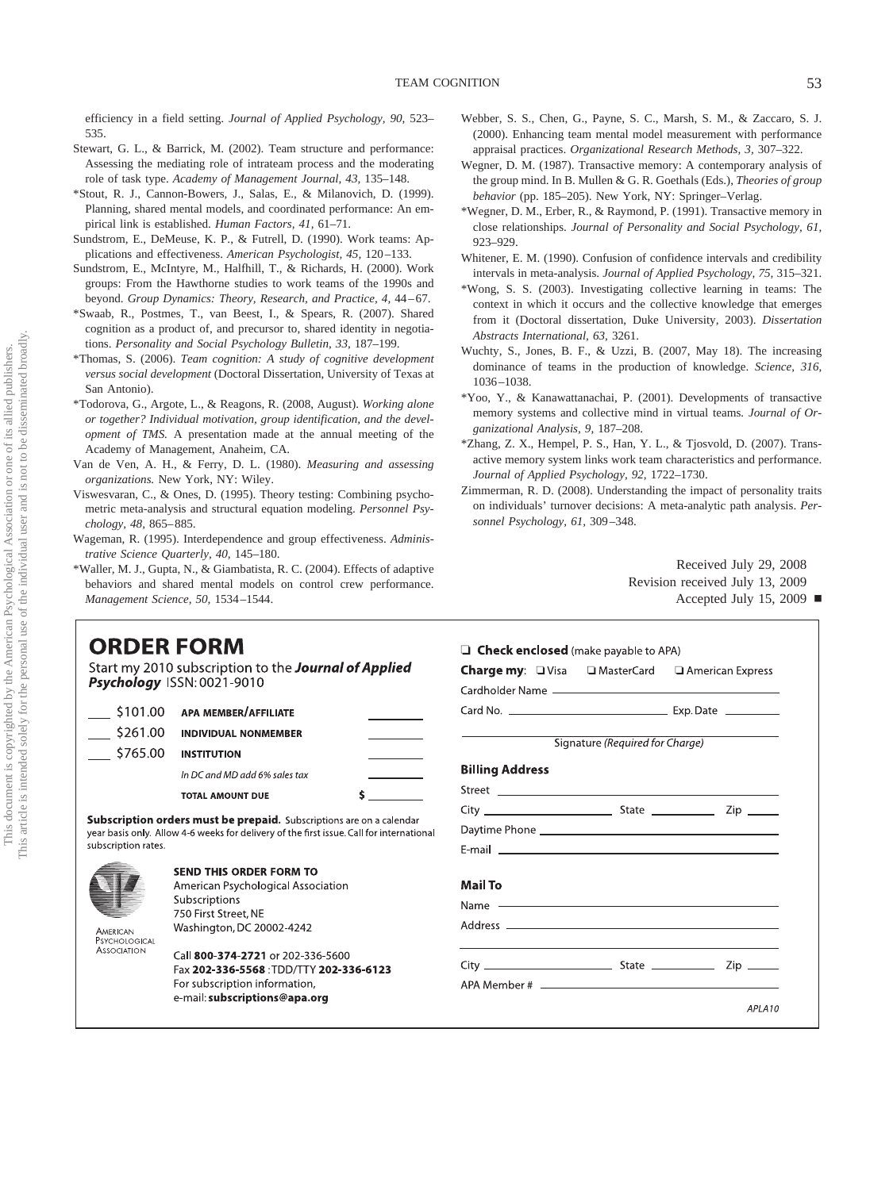efficiency in a field setting. *Journal of Applied Psychology, 90,* 523–535.

Stewart, G. L., & Barrick, M. (2002). Team structure and performance: Assessing the mediating role of intrateam process and the moderating role of task type. *Academy of Management Journal, 43,* 135–148.

*Stout, R. J., Cannon-Bowers, J., Salas, E., & Milanovich, D. (1999). Planning, shared mental models, and coordinated performance: An empirical link is established. *Human Factors, 41,* 61–71.

Sundstrom, E., DeMeuse, K. P., & Futrell, D. (1990). Work teams: Applications and effectiveness. *American Psychologist, 45,* 120–133.

Sundstrom, E., McIntyre, M., Halfhill, T., & Richards, H. (2000). Work groups: From the Hawthorne studies to work teams of the 1990s and beyond. *Group Dynamics: Theory, Research, and Practice, 4,* 44–67.

*Swaab, R., Postmes, T., van Beest, I., & Spears, R. (2007). Shared cognition as a product of, and precursor to, shared identity in negotiations. *Personality and Social Psychology Bulletin, 33,* 187–199.

*Thomas, S. (2006). *Team cognition: A study of cognitive development versus social development* (Doctoral Dissertation, University of Texas at San Antonio).

*Todorova, G., Argote, L., & Reagons, R. (2008, August). *Working alone or together? Individual motivation, group identification, and the development of TMS.* A presentation made at the annual meeting of the Academy of Management, Anaheim, CA.

Van de Ven, A. H., & Ferry, D. L. (1980). *Measuring and assessing organizations.* New York, NY: Wiley.

Viswesvaran, C., & Ones, D. (1995). Theory testing: Combining psychometric meta-analysis and structural equation modeling. *Personnel Psychology, 48,* 865–885.

Wageman, R. (1995). Interdependence and group effectiveness. *Administrative Science Quarterly, 40,* 145–180.

*Waller, M. J., Gupta, N., & Giambatista, R. C. (2004). Effects of adaptive behaviors and shared mental models on control crew performance. *Management Science, 50,* 1534–1544.

Webber, S. S., Chen, G., Payne, S. C., Marsh, S. M., & Zaccaro, S. J. (2000). Enhancing team mental model measurement with performance appraisal practices. *Organizational Research Methods, 3,* 307–322.

Wegner, D. M. (1987). Transactive memory: A contemporary analysis of the group mind. In B. Mullen & G. R. Goethals (Eds.), *Theories of group behavior* (pp. 185–205). New York, NY: Springer–Verlag.

*Wegner, D. M., Erber, R., & Raymond, P. (1991). Transactive memory in close relationships. *Journal of Personality and Social Psychology, 61,* 923–929.

Whitener, E. M. (1990). Confusion of confidence intervals and credibility intervals in meta-analysis. *Journal of Applied Psychology, 75,* 315–321.

*Wong, S. S. (2003). Investigating collective learning in teams: The context in which it occurs and the collective knowledge that emerges from it (Doctoral dissertation, Duke University, 2003). *Dissertation Abstracts International, 63,* 3261.

Wuchty, S., Jones, B. F., & Uzzi, B. (2007, May 18). The increasing dominance of teams in the production of knowledge. *Science, 316,* 1036–1038.

*Yoo, Y., & Kanawattanachai, P. (2001). Developments of transactive memory systems and collective mind in virtual teams. *Journal of Organizational Analysis, 9,* 187–208.

*Zhang, Z. X., Hempel, P. S., Han, Y. L., & Tjosvold, D. (2007). Transactive memory system links work team characteristics and performance. *Journal of Applied Psychology, 92,* 1722–1730.

Zimmerman, R. D. (2008). Understanding the impact of personality traits on individuals' turnover decisions: A meta-analytic path analysis. *Personnel Psychology, 61,* 309–348.

Received July 29, 2008
Revision received July 13, 2009
Accepted July 15, 2009 ■

# ORDER FORM

Start my 2010 subscription to the ***Journal of Applied Psychology*** ISSN: 0021-9010

| | | |
|---|---|---|
| ___ $101.00 | APA MEMBER/AFFILIATE | _______ |
| ___ $261.00 | INDIVIDUAL NONMEMBER | _______ |
| ___ $765.00 | INSTITUTION | _______ |
| | *In DC and MD add 6% sales tax* | _______ |
| | TOTAL AMOUNT DUE | $ _______ |

**Subscription orders must be prepaid.** Subscriptions are on a calendar year basis only. Allow 4-6 weeks for delivery of the first issue. Call for international subscription rates.

AMERICAN PSYCHOLOGICAL ASSOCIATION

**SEND THIS ORDER FORM TO**
American Psychological Association
Subscriptions
750 First Street, NE
Washington, DC 20002-4242

Call **800-374-2721** or 202-336-5600
Fax **202-336-5568** : TDD/TTY **202-336-6123**
For subscription information,
e-mail: **subscriptions@apa.org**

❑ **Check enclosed** (make payable to APA)

**Charge my**: ❑ Visa ❑ MasterCard ❑ American Express

Cardholder Name ___________________________

Card No. ___________________ Exp. Date _______

___________________________
Signature *(Required for Charge)*

**Billing Address**

Street ___________________________

City _____________ State _______ Zip _____

Daytime Phone ___________________________

E-mail ___________________________

**Mail To**

Name ___________________________

Address ___________________________

___________________________

City _____________ State _______ Zip _____

APA Member # ___________________________

*APLA10*